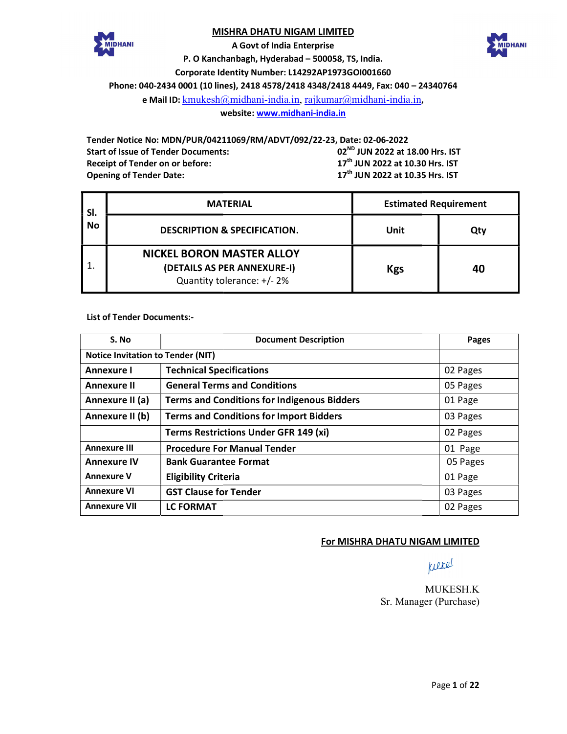# MISHRA DHATU NIGAM LIMITED

**A Govt of India Enterprise**
**P. O Kanchanbagh, Hyderabad – 500058, TS, India.**
**Corporate Identity Number: L14292AP1973GOI001660**
**Phone: 040-2434 0001 (10 lines), 2418 4578/2418 4348/2418 4449, Fax: 040 – 24340764**
**e Mail ID:** kmukesh@midhani-india.in, rajkumar@midhani-india.in,
**website:** **www.midhani-india.in**

**Tender Notice No: MDN/PUR/04211069/RM/ADVT/092/22-23, Date: 02-06-2022**

| | |
|---|---|
| **Start of Issue of Tender Documents:** | **02ND JUN 2022 at 18.00 Hrs. IST** |
| **Receipt of Tender on or before:** | **17th JUN 2022 at 10.30 Hrs. IST** |
| **Opening of Tender Date:** | **17th JUN 2022 at 10.35 Hrs. IST** |

| Sl. No | MATERIAL | Estimated Requirement | |
|---|---|---|---|
| | **DESCRIPTION & SPECIFICATION.** | **Unit** | **Qty** |
| 1. | **NICKEL BORON MASTER ALLOY** **(DETAILS AS PER ANNEXURE-I)** Quantity tolerance: +/- 2% | **Kgs** | **40** |

**List of Tender Documents:-**

| S. No | Document Description | Pages |
|---|---|---|
| **Notice Invitation to Tender (NIT)** | | |
| **Annexure I** | **Technical Specifications** | 02 Pages |
| **Annexure II** | **General Terms and Conditions** | 05 Pages |
| **Annexure II (a)** | **Terms and Conditions for Indigenous Bidders** | 01 Page |
| **Annexure II (b)** | **Terms and Conditions for Import Bidders** | 03 Pages |
| | **Terms Restrictions Under GFR 149 (xi)** | 02 Pages |
| **Annexure III** | **Procedure For Manual Tender** | 01 Page |
| **Annexure IV** | **Bank Guarantee Format** | 05 Pages |
| **Annexure V** | **Eligibility Criteria** | 01 Page |
| **Annexure VI** | **GST Clause for Tender** | 03 Pages |
| **Annexure VII** | **LC FORMAT** | 02 Pages |

**For MISHRA DHATU NIGAM LIMITED**

MUKESH.K
Sr. Manager (Purchase)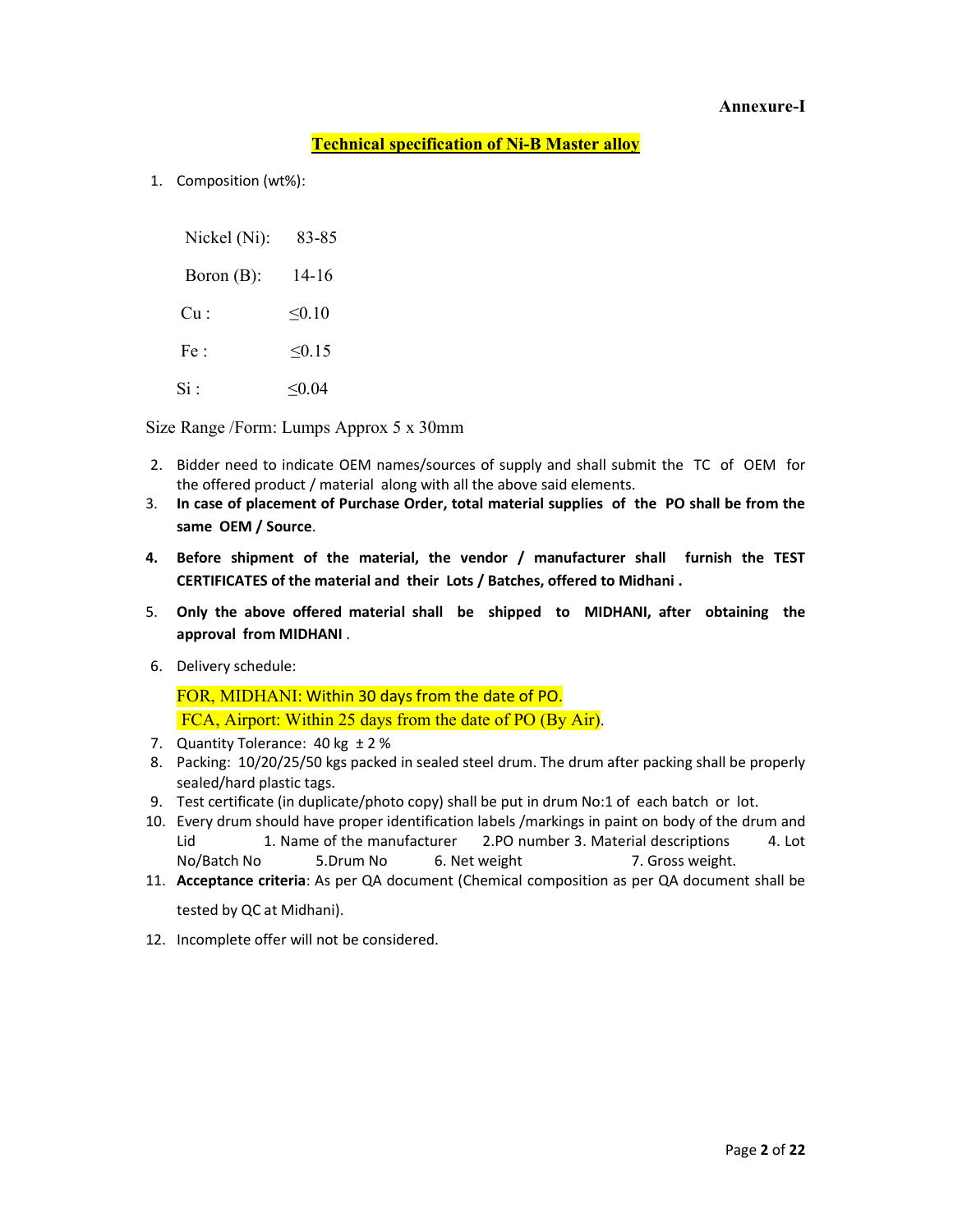**Annexure-I**

## **Technical specification of Ni-B Master alloy**

1. Composition (wt%):

   Nickel (Ni): 83-85

   Boron (B): 14-16

   Cu : ≤0.10

   Fe : ≤0.15

   Si : ≤0.04

   Size Range /Form: Lumps Approx 5 x 30mm

2. Bidder need to indicate OEM names/sources of supply and shall submit the TC of OEM for the offered product / material along with all the above said elements.
3. **In case of placement of Purchase Order, total material supplies of the PO shall be from the same OEM / Source**.
4. **Before shipment of the material, the vendor / manufacturer shall furnish the TEST CERTIFICATES of the material and their Lots / Batches, offered to Midhani .**
5. **Only the above offered material shall be shipped to MIDHANI, after obtaining the approval from MIDHANI** .
6. Delivery schedule:

   FOR, MIDHANI: Within 30 days from the date of PO.

   FCA, Airport: Within 25 days from the date of PO (By Air).
7. Quantity Tolerance: 40 kg ± 2 %
8. Packing: 10/20/25/50 kgs packed in sealed steel drum. The drum after packing shall be properly sealed/hard plastic tags.
9. Test certificate (in duplicate/photo copy) shall be put in drum No:1 of each batch or lot.
10. Every drum should have proper identification labels /markings in paint on body of the drum and Lid 1. Name of the manufacturer 2.PO number 3. Material descriptions 4. Lot No/Batch No 5.Drum No 6. Net weight 7. Gross weight.
11. **Acceptance criteria**: As per QA document (Chemical composition as per QA document shall be tested by QC at Midhani).
12. Incomplete offer will not be considered.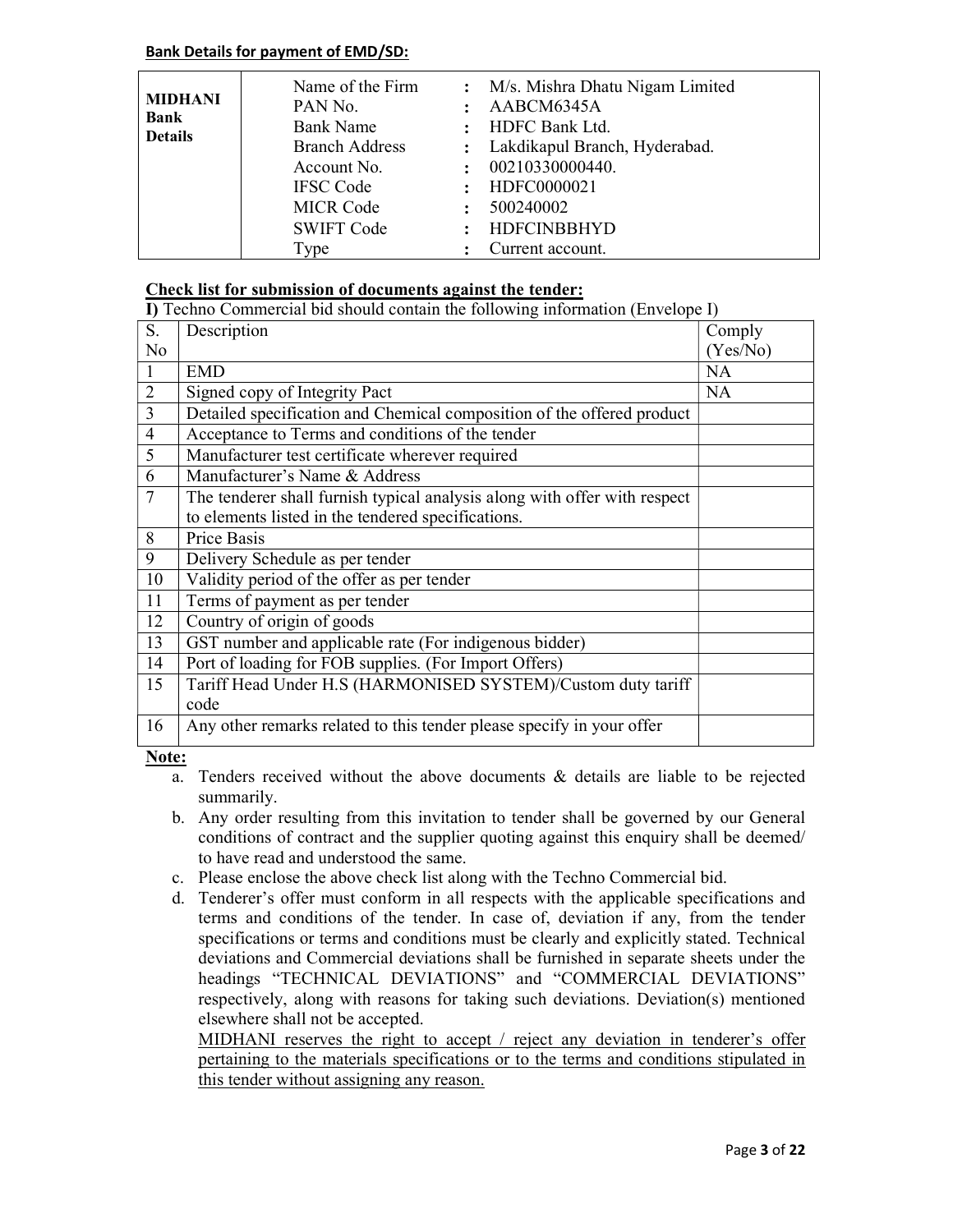**Bank Details for payment of EMD/SD:**

| | | | |
|---|---|---|---|
| **MIDHANI Bank Details** | Name of the Firm | : | M/s. Mishra Dhatu Nigam Limited |
| | PAN No. | : | AABCM6345A |
| | Bank Name | : | HDFC Bank Ltd. |
| | Branch Address | : | Lakdikapul Branch, Hyderabad. |
| | Account No. | : | 00210330000440. |
| | IFSC Code | : | HDFC0000021 |
| | MICR Code | : | 500240002 |
| | SWIFT Code | : | HDFCINBBHYD |
| | Type | : | Current account. |

**Check list for submission of documents against the tender:**

**I)** Techno Commercial bid should contain the following information (Envelope I)

| S. No | Description | Comply (Yes/No) |
|---|---|---|
| 1 | EMD | NA |
| 2 | Signed copy of Integrity Pact | NA |
| 3 | Detailed specification and Chemical composition of the offered product | |
| 4 | Acceptance to Terms and conditions of the tender | |
| 5 | Manufacturer test certificate wherever required | |
| 6 | Manufacturer's Name & Address | |
| 7 | The tenderer shall furnish typical analysis along with offer with respect to elements listed in the tendered specifications. | |
| 8 | Price Basis | |
| 9 | Delivery Schedule as per tender | |
| 10 | Validity period of the offer as per tender | |
| 11 | Terms of payment as per tender | |
| 12 | Country of origin of goods | |
| 13 | GST number and applicable rate (For indigenous bidder) | |
| 14 | Port of loading for FOB supplies. (For Import Offers) | |
| 15 | Tariff Head Under H.S (HARMONISED SYSTEM)/Custom duty tariff code | |
| 16 | Any other remarks related to this tender please specify in your offer | |

**Note:**

a. Tenders received without the above documents & details are liable to be rejected summarily.

b. Any order resulting from this invitation to tender shall be governed by our General conditions of contract and the supplier quoting against this enquiry shall be deemed/ to have read and understood the same.

c. Please enclose the above check list along with the Techno Commercial bid.

d. Tenderer's offer must conform in all respects with the applicable specifications and terms and conditions of the tender. In case of, deviation if any, from the tender specifications or terms and conditions must be clearly and explicitly stated. Technical deviations and Commercial deviations shall be furnished in separate sheets under the headings "TECHNICAL DEVIATIONS" and "COMMERCIAL DEVIATIONS" respectively, along with reasons for taking such deviations. Deviation(s) mentioned elsewhere shall not be accepted.

MIDHANI reserves the right to accept / reject any deviation in tenderer's offer pertaining to the materials specifications or to the terms and conditions stipulated in this tender without assigning any reason.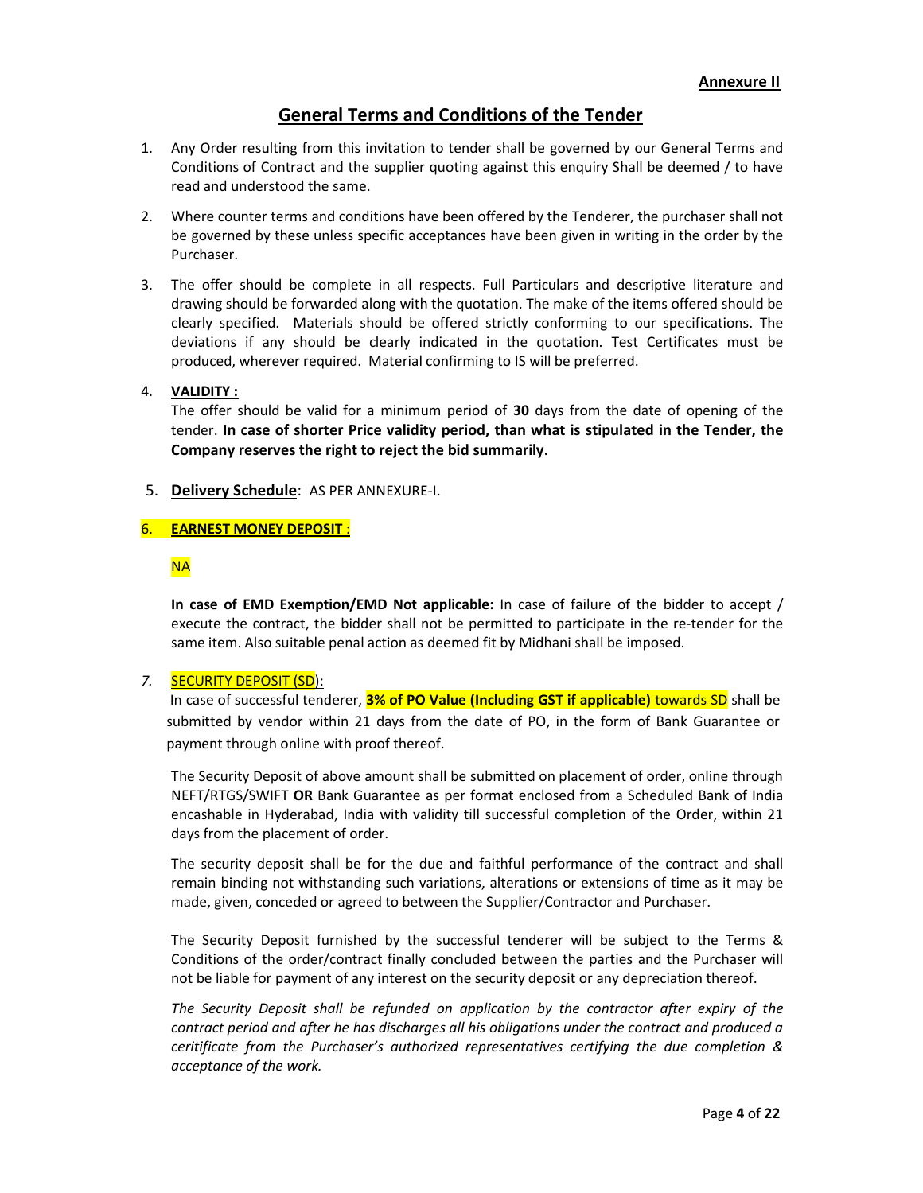**Annexure II**

## General Terms and Conditions of the Tender

1. Any Order resulting from this invitation to tender shall be governed by our General Terms and Conditions of Contract and the supplier quoting against this enquiry Shall be deemed / to have read and understood the same.

2. Where counter terms and conditions have been offered by the Tenderer, the purchaser shall not be governed by these unless specific acceptances have been given in writing in the order by the Purchaser.

3. The offer should be complete in all respects. Full Particulars and descriptive literature and drawing should be forwarded along with the quotation. The make of the items offered should be clearly specified. Materials should be offered strictly conforming to our specifications. The deviations if any should be clearly indicated in the quotation. Test Certificates must be produced, wherever required. Material confirming to IS will be preferred.

4. **VALIDITY :**

   The offer should be valid for a minimum period of **30** days from the date of opening of the tender. **In case of shorter Price validity period, than what is stipulated in the Tender, the Company reserves the right to reject the bid summarily.**

5. **Delivery Schedule**: AS PER ANNEXURE-I.

6. **EARNEST MONEY DEPOSIT** :

   NA

   **In case of EMD Exemption/EMD Not applicable:** In case of failure of the bidder to accept / execute the contract, the bidder shall not be permitted to participate in the re-tender for the same item. Also suitable penal action as deemed fit by Midhani shall be imposed.

7. SECURITY DEPOSIT (SD):

   In case of successful tenderer, **3% of PO Value (Including GST if applicable)** towards SD shall be submitted by vendor within 21 days from the date of PO, in the form of Bank Guarantee or payment through online with proof thereof.

   The Security Deposit of above amount shall be submitted on placement of order, online through NEFT/RTGS/SWIFT **OR** Bank Guarantee as per format enclosed from a Scheduled Bank of India encashable in Hyderabad, India with validity till successful completion of the Order, within 21 days from the placement of order.

   The security deposit shall be for the due and faithful performance of the contract and shall remain binding not withstanding such variations, alterations or extensions of time as it may be made, given, conceded or agreed to between the Supplier/Contractor and Purchaser.

   The Security Deposit furnished by the successful tenderer will be subject to the Terms & Conditions of the order/contract finally concluded between the parties and the Purchaser will not be liable for payment of any interest on the security deposit or any depreciation thereof.

   *The Security Deposit shall be refunded on application by the contractor after expiry of the contract period and after he has discharges all his obligations under the contract and produced a ceritificate from the Purchaser's authorized representatives certifying the due completion & acceptance of the work.*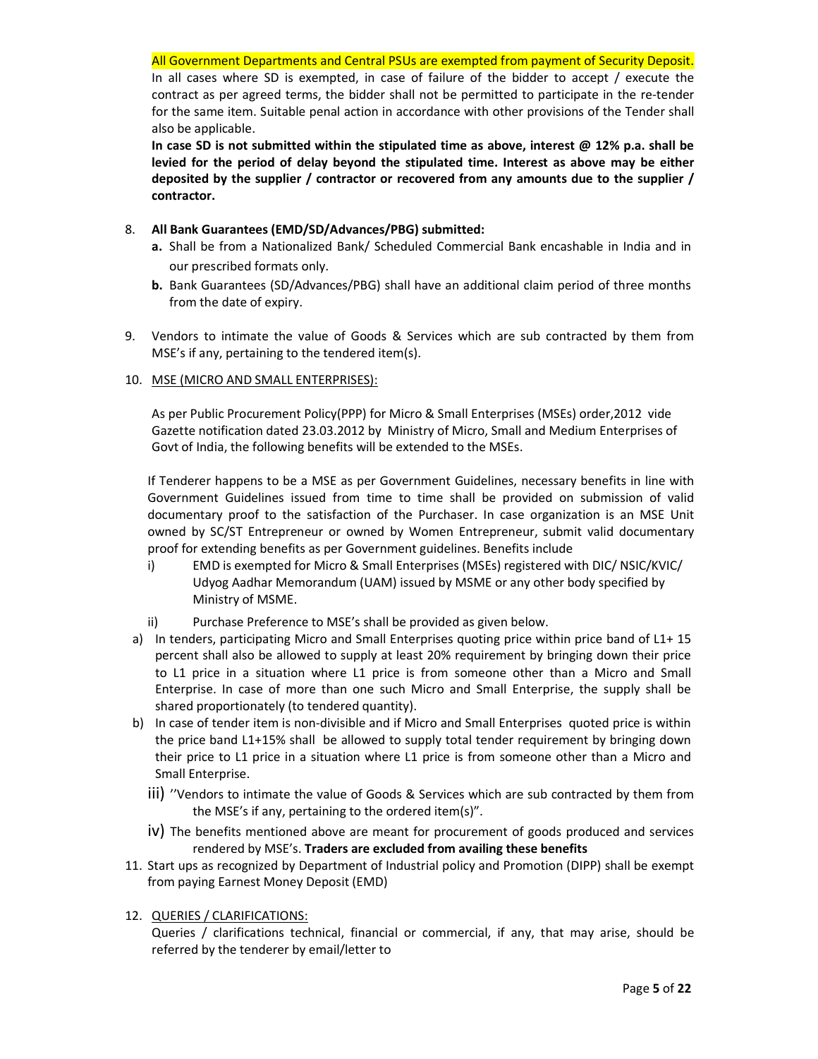All Government Departments and Central PSUs are exempted from payment of Security Deposit. In all cases where SD is exempted, in case of failure of the bidder to accept / execute the contract as per agreed terms, the bidder shall not be permitted to participate in the re-tender for the same item. Suitable penal action in accordance with other provisions of the Tender shall also be applicable.

**In case SD is not submitted within the stipulated time as above, interest @ 12% p.a. shall be levied for the period of delay beyond the stipulated time. Interest as above may be either deposited by the supplier / contractor or recovered from any amounts due to the supplier / contractor.**

8. **All Bank Guarantees (EMD/SD/Advances/PBG) submitted:**
   - **a.** Shall be from a Nationalized Bank/ Scheduled Commercial Bank encashable in India and in our prescribed formats only.
   - **b.** Bank Guarantees (SD/Advances/PBG) shall have an additional claim period of three months from the date of expiry.

9. Vendors to intimate the value of Goods & Services which are sub contracted by them from MSE's if any, pertaining to the tendered item(s).

10. MSE (MICRO AND SMALL ENTERPRISES):

    As per Public Procurement Policy(PPP) for Micro & Small Enterprises (MSEs) order,2012 vide Gazette notification dated 23.03.2012 by Ministry of Micro, Small and Medium Enterprises of Govt of India, the following benefits will be extended to the MSEs.

    If Tenderer happens to be a MSE as per Government Guidelines, necessary benefits in line with Government Guidelines issued from time to time shall be provided on submission of valid documentary proof to the satisfaction of the Purchaser. In case organization is an MSE Unit owned by SC/ST Entrepreneur or owned by Women Entrepreneur, submit valid documentary proof for extending benefits as per Government guidelines. Benefits include

    i) EMD is exempted for Micro & Small Enterprises (MSEs) registered with DIC/ NSIC/KVIC/ Udyog Aadhar Memorandum (UAM) issued by MSME or any other body specified by Ministry of MSME.

    ii) Purchase Preference to MSE's shall be provided as given below.

    a) In tenders, participating Micro and Small Enterprises quoting price within price band of L1+ 15 percent shall also be allowed to supply at least 20% requirement by bringing down their price to L1 price in a situation where L1 price is from someone other than a Micro and Small Enterprise. In case of more than one such Micro and Small Enterprise, the supply shall be shared proportionately (to tendered quantity).

    b) In case of tender item is non-divisible and if Micro and Small Enterprises quoted price is within the price band L1+15% shall be allowed to supply total tender requirement by bringing down their price to L1 price in a situation where L1 price is from someone other than a Micro and Small Enterprise.

    iii) ''Vendors to intimate the value of Goods & Services which are sub contracted by them from the MSE's if any, pertaining to the ordered item(s)".

    iv) The benefits mentioned above are meant for procurement of goods produced and services rendered by MSE's. **Traders are excluded from availing these benefits**

11. Start ups as recognized by Department of Industrial policy and Promotion (DIPP) shall be exempt from paying Earnest Money Deposit (EMD)

12. QUERIES / CLARIFICATIONS:

    Queries / clarifications technical, financial or commercial, if any, that may arise, should be referred by the tenderer by email/letter to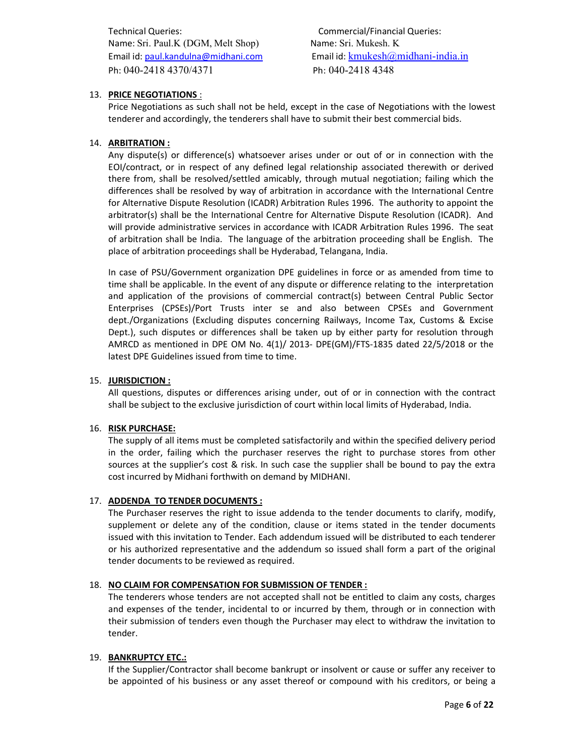Technical Queries:
Name: Sri. Paul.K (DGM, Melt Shop)
Email id: paul.kandulna@midhani.com
Ph: 040-2418 4370/4371

Commercial/Financial Queries:
Name: Sri. Mukesh. K
Email id: kmukesh@midhani-india.in
Ph: 040-2418 4348

13. **PRICE NEGOTIATIONS** :
Price Negotiations as such shall not be held, except in the case of Negotiations with the lowest tenderer and accordingly, the tenderers shall have to submit their best commercial bids.

14. **ARBITRATION :**
Any dispute(s) or difference(s) whatsoever arises under or out of or in connection with the EOI/contract, or in respect of any defined legal relationship associated therewith or derived there from, shall be resolved/settled amicably, through mutual negotiation; failing which the differences shall be resolved by way of arbitration in accordance with the International Centre for Alternative Dispute Resolution (ICADR) Arbitration Rules 1996. The authority to appoint the arbitrator(s) shall be the International Centre for Alternative Dispute Resolution (ICADR). And will provide administrative services in accordance with ICADR Arbitration Rules 1996. The seat of arbitration shall be India. The language of the arbitration proceeding shall be English. The place of arbitration proceedings shall be Hyderabad, Telangana, India.

In case of PSU/Government organization DPE guidelines in force or as amended from time to time shall be applicable. In the event of any dispute or difference relating to the interpretation and application of the provisions of commercial contract(s) between Central Public Sector Enterprises (CPSEs)/Port Trusts inter se and also between CPSEs and Government dept./Organizations (Excluding disputes concerning Railways, Income Tax, Customs & Excise Dept.), such disputes or differences shall be taken up by either party for resolution through AMRCD as mentioned in DPE OM No. 4(1)/ 2013- DPE(GM)/FTS-1835 dated 22/5/2018 or the latest DPE Guidelines issued from time to time.

15. **JURISDICTION :**
All questions, disputes or differences arising under, out of or in connection with the contract shall be subject to the exclusive jurisdiction of court within local limits of Hyderabad, India.

16. **RISK PURCHASE:**
The supply of all items must be completed satisfactorily and within the specified delivery period in the order, failing which the purchaser reserves the right to purchase stores from other sources at the supplier's cost & risk. In such case the supplier shall be bound to pay the extra cost incurred by Midhani forthwith on demand by MIDHANI.

17. **ADDENDA TO TENDER DOCUMENTS :**
The Purchaser reserves the right to issue addenda to the tender documents to clarify, modify, supplement or delete any of the condition, clause or items stated in the tender documents issued with this invitation to Tender. Each addendum issued will be distributed to each tenderer or his authorized representative and the addendum so issued shall form a part of the original tender documents to be reviewed as required.

18. **NO CLAIM FOR COMPENSATION FOR SUBMISSION OF TENDER :**
The tenderers whose tenders are not accepted shall not be entitled to claim any costs, charges and expenses of the tender, incidental to or incurred by them, through or in connection with their submission of tenders even though the Purchaser may elect to withdraw the invitation to tender.

19. **BANKRUPTCY ETC.:**
If the Supplier/Contractor shall become bankrupt or insolvent or cause or suffer any receiver to be appointed of his business or any asset thereof or compound with his creditors, or being a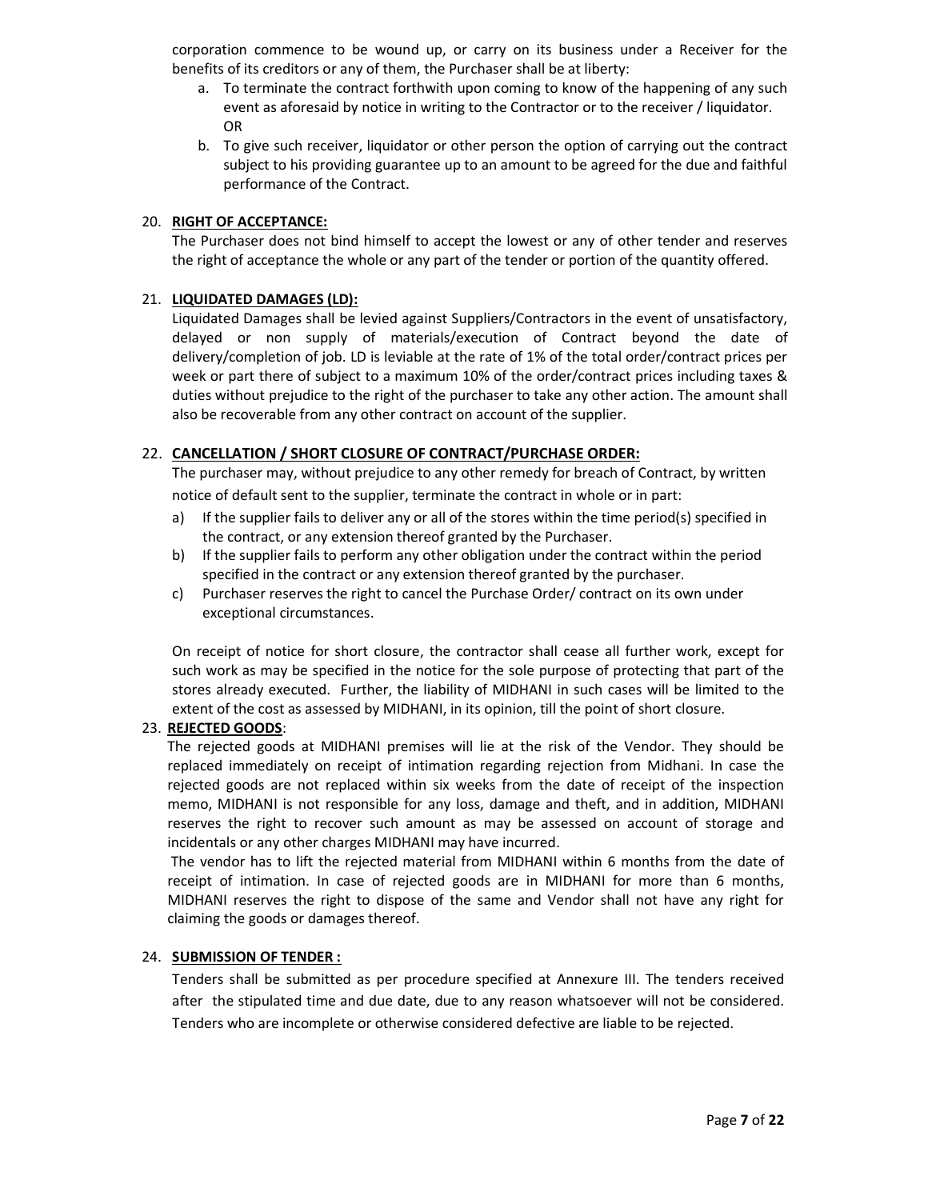corporation commence to be wound up, or carry on its business under a Receiver for the benefits of its creditors or any of them, the Purchaser shall be at liberty:

a. To terminate the contract forthwith upon coming to know of the happening of any such event as aforesaid by notice in writing to the Contractor or to the receiver / liquidator.
   OR
b. To give such receiver, liquidator or other person the option of carrying out the contract subject to his providing guarantee up to an amount to be agreed for the due and faithful performance of the Contract.

20. **RIGHT OF ACCEPTANCE:**

The Purchaser does not bind himself to accept the lowest or any of other tender and reserves the right of acceptance the whole or any part of the tender or portion of the quantity offered.

21. **LIQUIDATED DAMAGES (LD):**

Liquidated Damages shall be levied against Suppliers/Contractors in the event of unsatisfactory, delayed or non supply of materials/execution of Contract beyond the date of delivery/completion of job. LD is leviable at the rate of 1% of the total order/contract prices per week or part there of subject to a maximum 10% of the order/contract prices including taxes & duties without prejudice to the right of the purchaser to take any other action. The amount shall also be recoverable from any other contract on account of the supplier.

22. **CANCELLATION / SHORT CLOSURE OF CONTRACT/PURCHASE ORDER:**

The purchaser may, without prejudice to any other remedy for breach of Contract, by written notice of default sent to the supplier, terminate the contract in whole or in part:

a) If the supplier fails to deliver any or all of the stores within the time period(s) specified in the contract, or any extension thereof granted by the Purchaser.
b) If the supplier fails to perform any other obligation under the contract within the period specified in the contract or any extension thereof granted by the purchaser.
c) Purchaser reserves the right to cancel the Purchase Order/ contract on its own under exceptional circumstances.

On receipt of notice for short closure, the contractor shall cease all further work, except for such work as may be specified in the notice for the sole purpose of protecting that part of the stores already executed. Further, the liability of MIDHANI in such cases will be limited to the extent of the cost as assessed by MIDHANI, in its opinion, till the point of short closure.

23. **REJECTED GOODS**:

The rejected goods at MIDHANI premises will lie at the risk of the Vendor. They should be replaced immediately on receipt of intimation regarding rejection from Midhani. In case the rejected goods are not replaced within six weeks from the date of receipt of the inspection memo, MIDHANI is not responsible for any loss, damage and theft, and in addition, MIDHANI reserves the right to recover such amount as may be assessed on account of storage and incidentals or any other charges MIDHANI may have incurred.

The vendor has to lift the rejected material from MIDHANI within 6 months from the date of receipt of intimation. In case of rejected goods are in MIDHANI for more than 6 months, MIDHANI reserves the right to dispose of the same and Vendor shall not have any right for claiming the goods or damages thereof.

24. **SUBMISSION OF TENDER :**

Tenders shall be submitted as per procedure specified at Annexure III. The tenders received after the stipulated time and due date, due to any reason whatsoever will not be considered. Tenders who are incomplete or otherwise considered defective are liable to be rejected.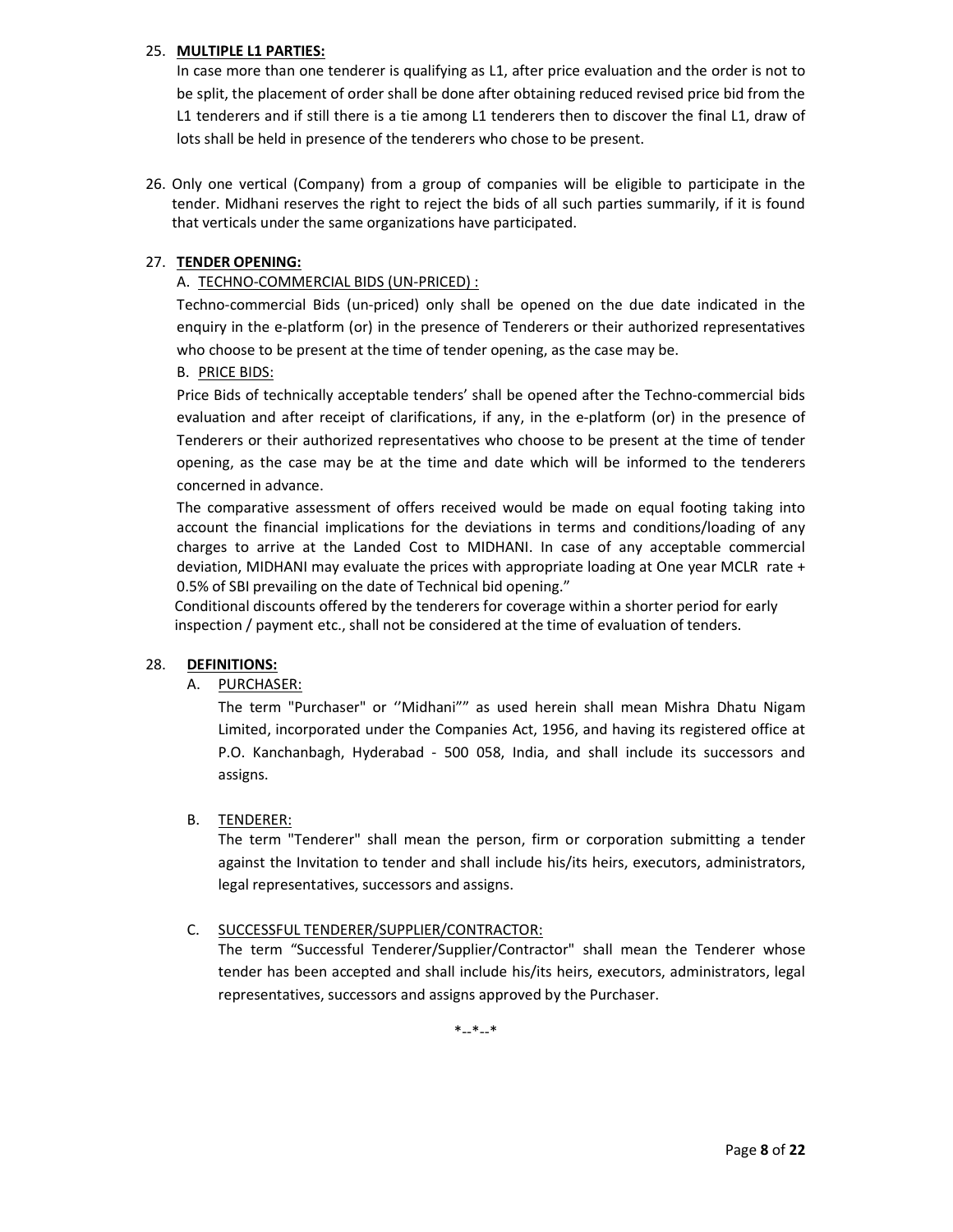25. **MULTIPLE L1 PARTIES:**

    In case more than one tenderer is qualifying as L1, after price evaluation and the order is not to be split, the placement of order shall be done after obtaining reduced revised price bid from the L1 tenderers and if still there is a tie among L1 tenderers then to discover the final L1, draw of lots shall be held in presence of the tenderers who chose to be present.

26. Only one vertical (Company) from a group of companies will be eligible to participate in the tender. Midhani reserves the right to reject the bids of all such parties summarily, if it is found that verticals under the same organizations have participated.

27. **TENDER OPENING:**

    A. TECHNO-COMMERCIAL BIDS (UN-PRICED) :

    Techno-commercial Bids (un-priced) only shall be opened on the due date indicated in the enquiry in the e-platform (or) in the presence of Tenderers or their authorized representatives who choose to be present at the time of tender opening, as the case may be.

    B. PRICE BIDS:

    Price Bids of technically acceptable tenders' shall be opened after the Techno-commercial bids evaluation and after receipt of clarifications, if any, in the e-platform (or) in the presence of Tenderers or their authorized representatives who choose to be present at the time of tender opening, as the case may be at the time and date which will be informed to the tenderers concerned in advance.

    The comparative assessment of offers received would be made on equal footing taking into account the financial implications for the deviations in terms and conditions/loading of any charges to arrive at the Landed Cost to MIDHANI. In case of any acceptable commercial deviation, MIDHANI may evaluate the prices with appropriate loading at One year MCLR rate + 0.5% of SBI prevailing on the date of Technical bid opening."

    Conditional discounts offered by the tenderers for coverage within a shorter period for early inspection / payment etc., shall not be considered at the time of evaluation of tenders.

28. **DEFINITIONS:**

    A. PURCHASER:

    The term "Purchaser" or ''Midhani"" as used herein shall mean Mishra Dhatu Nigam Limited, incorporated under the Companies Act, 1956, and having its registered office at P.O. Kanchanbagh, Hyderabad - 500 058, India, and shall include its successors and assigns.

    B. TENDERER:

    The term "Tenderer" shall mean the person, firm or corporation submitting a tender against the Invitation to tender and shall include his/its heirs, executors, administrators, legal representatives, successors and assigns.

    C. SUCCESSFUL TENDERER/SUPPLIER/CONTRACTOR:

    The term "Successful Tenderer/Supplier/Contractor" shall mean the Tenderer whose tender has been accepted and shall include his/its heirs, executors, administrators, legal representatives, successors and assigns approved by the Purchaser.

*--*--*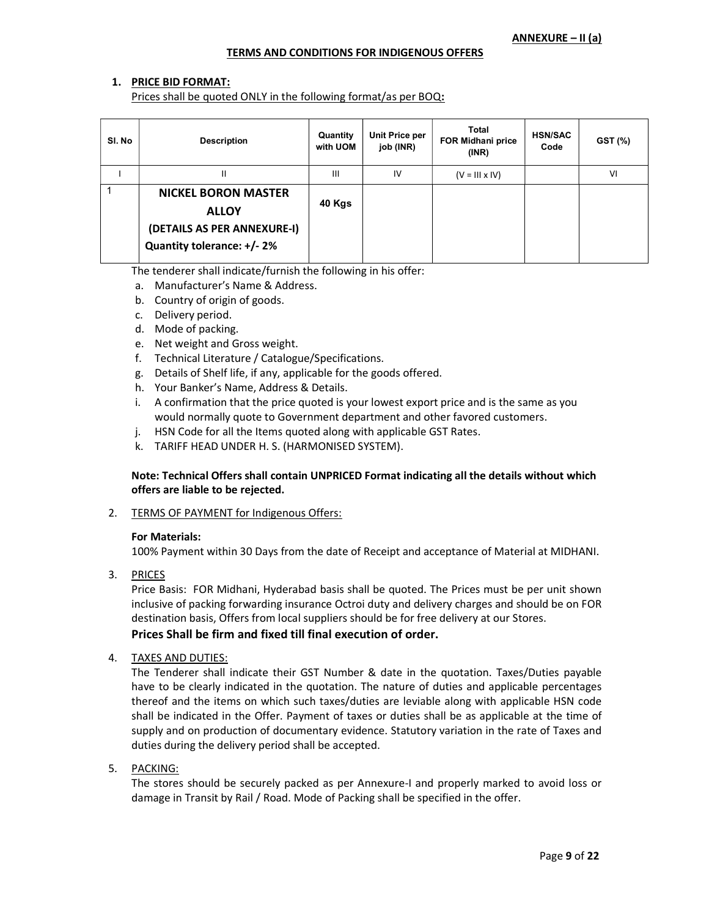**ANNEXURE – II (a)**

**TERMS AND CONDITIONS FOR INDIGENOUS OFFERS**

1. **PRICE BID FORMAT:**
Prices shall be quoted ONLY in the following format/as per BOQ**:**

| Sl. No | Description | Quantity with UOM | Unit Price per job (INR) | Total FOR Midhani price (INR) | HSN/SAC Code | GST (%) |
|---|---|---|---|---|---|---|
| I | II | III | IV | (V = III x IV) | | VI |
| 1 | **NICKEL BORON MASTER ALLOY (DETAILS AS PER ANNEXURE-I) Quantity tolerance: +/- 2%** | **40 Kgs** | | | | |

The tenderer shall indicate/furnish the following in his offer:

a. Manufacturer's Name & Address.
b. Country of origin of goods.
c. Delivery period.
d. Mode of packing.
e. Net weight and Gross weight.
f. Technical Literature / Catalogue/Specifications.
g. Details of Shelf life, if any, applicable for the goods offered.
h. Your Banker's Name, Address & Details.
i. A confirmation that the price quoted is your lowest export price and is the same as you would normally quote to Government department and other favored customers.
j. HSN Code for all the Items quoted along with applicable GST Rates.
k. TARIFF HEAD UNDER H. S. (HARMONISED SYSTEM).

**Note: Technical Offers shall contain UNPRICED Format indicating all the details without which offers are liable to be rejected.**

2. TERMS OF PAYMENT for Indigenous Offers:

**For Materials:**
100% Payment within 30 Days from the date of Receipt and acceptance of Material at MIDHANI.

3. PRICES
Price Basis: FOR Midhani, Hyderabad basis shall be quoted. The Prices must be per unit shown inclusive of packing forwarding insurance Octroi duty and delivery charges and should be on FOR destination basis, Offers from local suppliers should be for free delivery at our Stores.
**Prices Shall be firm and fixed till final execution of order.**

4. TAXES AND DUTIES:
The Tenderer shall indicate their GST Number & date in the quotation. Taxes/Duties payable have to be clearly indicated in the quotation. The nature of duties and applicable percentages thereof and the items on which such taxes/duties are leviable along with applicable HSN code shall be indicated in the Offer. Payment of taxes or duties shall be as applicable at the time of supply and on production of documentary evidence. Statutory variation in the rate of Taxes and duties during the delivery period shall be accepted.

5. PACKING:
The stores should be securely packed as per Annexure-I and properly marked to avoid loss or damage in Transit by Rail / Road. Mode of Packing shall be specified in the offer.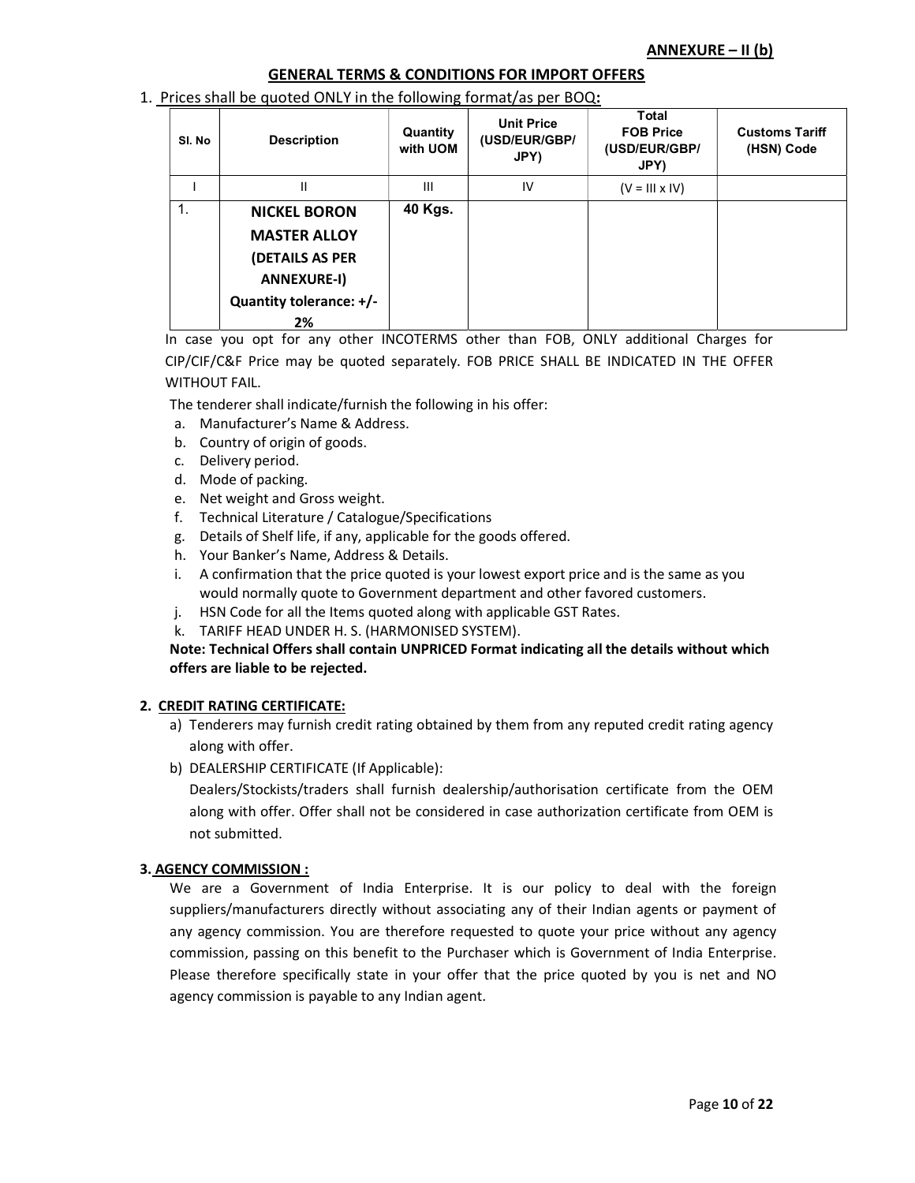**ANNEXURE – II (b)**

## GENERAL TERMS & CONDITIONS FOR IMPORT OFFERS

1. Prices shall be quoted ONLY in the following format/as per BOQ**:**

| Sl. No | Description | Quantity with UOM | Unit Price (USD/EUR/GBP/ JPY) | Total FOB Price (USD/EUR/GBP/ JPY) | Customs Tariff (HSN) Code |
|---|---|---|---|---|---|
| I | II | III | IV | (V = III x IV) | |
| 1. | **NICKEL BORON MASTER ALLOY (DETAILS AS PER ANNEXURE-I) Quantity tolerance: +/- 2%** | **40 Kgs.** | | | |

In case you opt for any other INCOTERMS other than FOB, ONLY additional Charges for CIP/CIF/C&F Price may be quoted separately. FOB PRICE SHALL BE INDICATED IN THE OFFER WITHOUT FAIL.

The tenderer shall indicate/furnish the following in his offer:

a. Manufacturer's Name & Address.
b. Country of origin of goods.
c. Delivery period.
d. Mode of packing.
e. Net weight and Gross weight.
f. Technical Literature / Catalogue/Specifications
g. Details of Shelf life, if any, applicable for the goods offered.
h. Your Banker's Name, Address & Details.
i. A confirmation that the price quoted is your lowest export price and is the same as you would normally quote to Government department and other favored customers.
j. HSN Code for all the Items quoted along with applicable GST Rates.
k. TARIFF HEAD UNDER H. S. (HARMONISED SYSTEM).

**Note: Technical Offers shall contain UNPRICED Format indicating all the details without which offers are liable to be rejected.**

**2. CREDIT RATING CERTIFICATE:**

a) Tenderers may furnish credit rating obtained by them from any reputed credit rating agency along with offer.

b) DEALERSHIP CERTIFICATE (If Applicable):
Dealers/Stockists/traders shall furnish dealership/authorisation certificate from the OEM along with offer. Offer shall not be considered in case authorization certificate from OEM is not submitted.

**3. AGENCY COMMISSION :**

We are a Government of India Enterprise. It is our policy to deal with the foreign suppliers/manufacturers directly without associating any of their Indian agents or payment of any agency commission. You are therefore requested to quote your price without any agency commission, passing on this benefit to the Purchaser which is Government of India Enterprise. Please therefore specifically state in your offer that the price quoted by you is net and NO agency commission is payable to any Indian agent.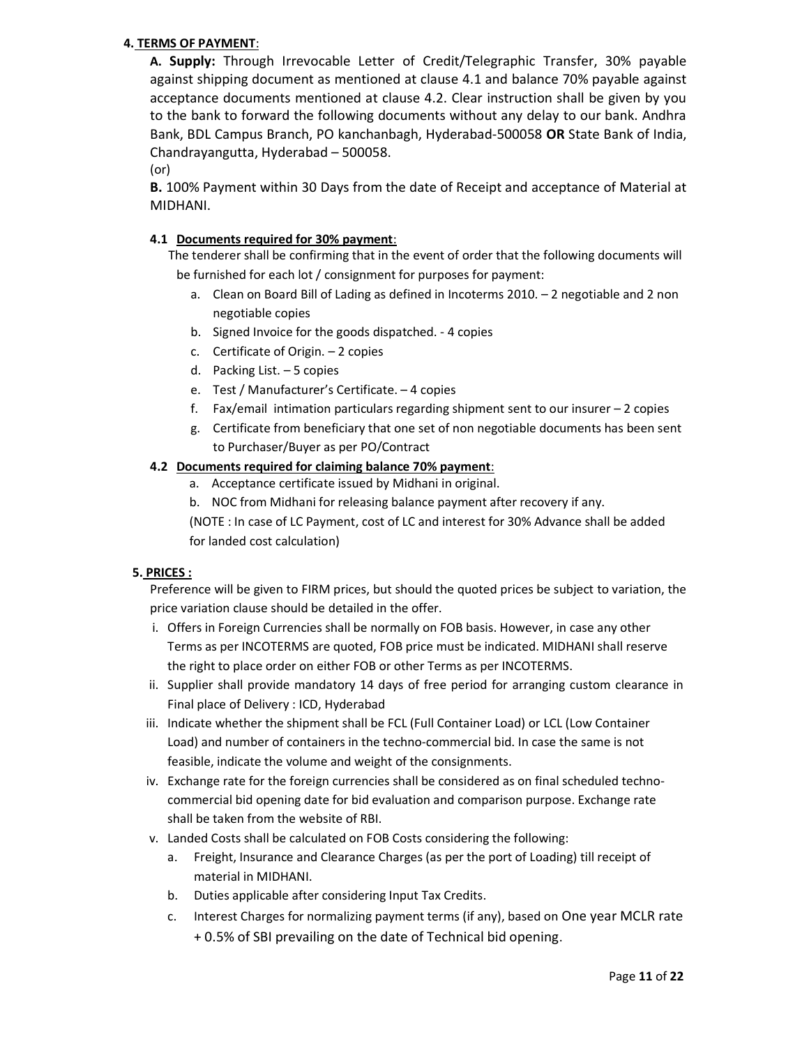**4. TERMS OF PAYMENT**:

**A. Supply:** Through Irrevocable Letter of Credit/Telegraphic Transfer, 30% payable against shipping document as mentioned at clause 4.1 and balance 70% payable against acceptance documents mentioned at clause 4.2. Clear instruction shall be given by you to the bank to forward the following documents without any delay to our bank. Andhra Bank, BDL Campus Branch, PO kanchanbagh, Hyderabad-500058 **OR** State Bank of India, Chandrayangutta, Hyderabad – 500058.

(or)

**B.** 100% Payment within 30 Days from the date of Receipt and acceptance of Material at MIDHANI.

**4.1 Documents required for 30% payment**:

The tenderer shall be confirming that in the event of order that the following documents will be furnished for each lot / consignment for purposes for payment:

a. Clean on Board Bill of Lading as defined in Incoterms 2010. – 2 negotiable and 2 non negotiable copies
b. Signed Invoice for the goods dispatched. - 4 copies
c. Certificate of Origin. – 2 copies
d. Packing List. – 5 copies
e. Test / Manufacturer's Certificate. – 4 copies
f. Fax/email intimation particulars regarding shipment sent to our insurer – 2 copies
g. Certificate from beneficiary that one set of non negotiable documents has been sent to Purchaser/Buyer as per PO/Contract

**4.2 Documents required for claiming balance 70% payment**:

a. Acceptance certificate issued by Midhani in original.
b. NOC from Midhani for releasing balance payment after recovery if any.

(NOTE : In case of LC Payment, cost of LC and interest for 30% Advance shall be added for landed cost calculation)

**5. PRICES :**

Preference will be given to FIRM prices, but should the quoted prices be subject to variation, the price variation clause should be detailed in the offer.

i. Offers in Foreign Currencies shall be normally on FOB basis. However, in case any other Terms as per INCOTERMS are quoted, FOB price must be indicated. MIDHANI shall reserve the right to place order on either FOB or other Terms as per INCOTERMS.
ii. Supplier shall provide mandatory 14 days of free period for arranging custom clearance in Final place of Delivery : ICD, Hyderabad
iii. Indicate whether the shipment shall be FCL (Full Container Load) or LCL (Low Container Load) and number of containers in the techno-commercial bid. In case the same is not feasible, indicate the volume and weight of the consignments.
iv. Exchange rate for the foreign currencies shall be considered as on final scheduled techno-commercial bid opening date for bid evaluation and comparison purpose. Exchange rate shall be taken from the website of RBI.
v. Landed Costs shall be calculated on FOB Costs considering the following:
   a. Freight, Insurance and Clearance Charges (as per the port of Loading) till receipt of material in MIDHANI.
   b. Duties applicable after considering Input Tax Credits.
   c. Interest Charges for normalizing payment terms (if any), based on One year MCLR rate + 0.5% of SBI prevailing on the date of Technical bid opening.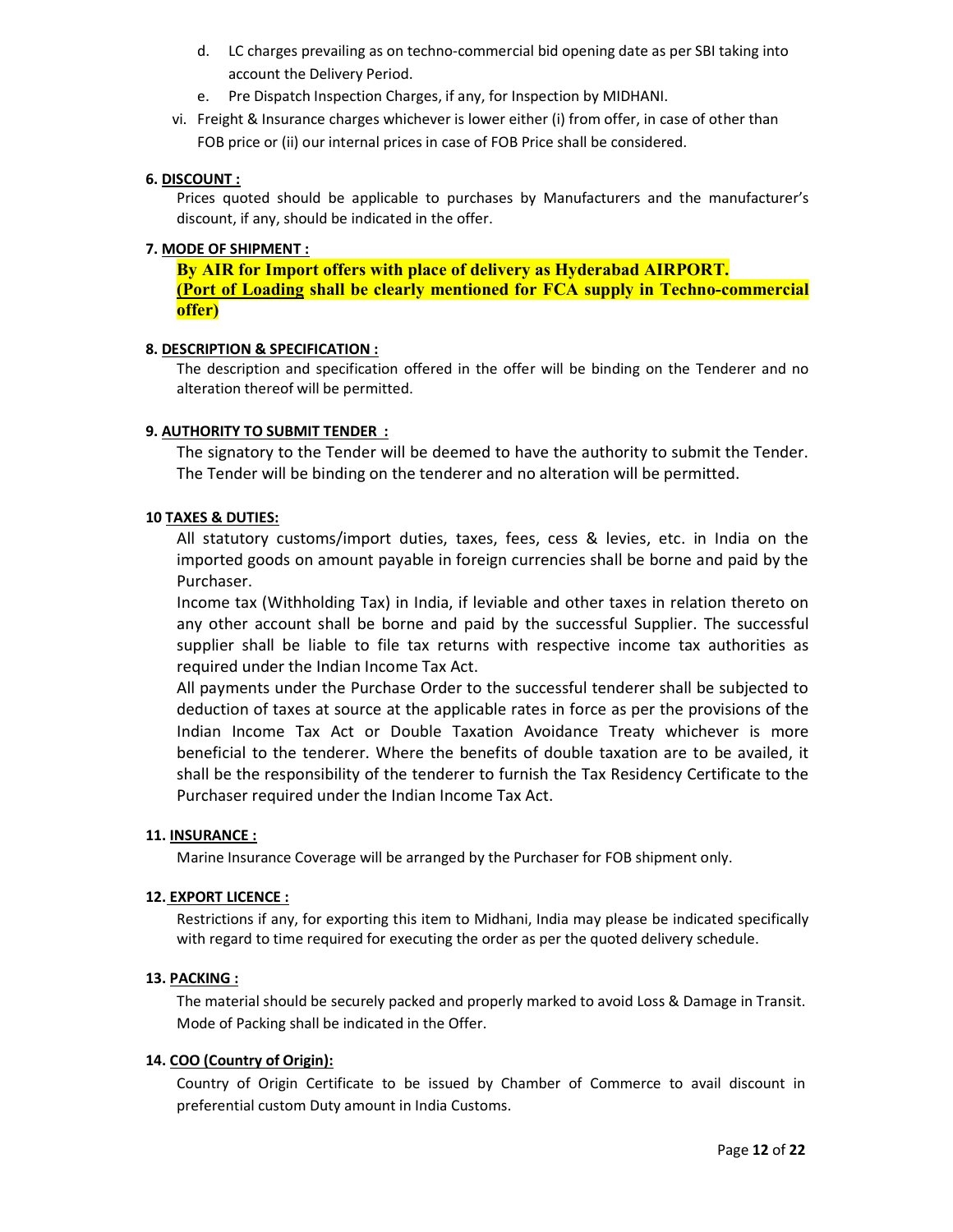d. LC charges prevailing as on techno-commercial bid opening date as per SBI taking into account the Delivery Period.

e. Pre Dispatch Inspection Charges, if any, for Inspection by MIDHANI.

vi. Freight & Insurance charges whichever is lower either (i) from offer, in case of other than FOB price or (ii) our internal prices in case of FOB Price shall be considered.

**6. DISCOUNT :**

Prices quoted should be applicable to purchases by Manufacturers and the manufacturer's discount, if any, should be indicated in the offer.

**7. MODE OF SHIPMENT :**

**By AIR for Import offers with place of delivery as Hyderabad AIRPORT.**
**(Port of Loading shall be clearly mentioned for FCA supply in Techno-commercial offer)**

**8. DESCRIPTION & SPECIFICATION :**

The description and specification offered in the offer will be binding on the Tenderer and no alteration thereof will be permitted.

**9. AUTHORITY TO SUBMIT TENDER :**

The signatory to the Tender will be deemed to have the authority to submit the Tender. The Tender will be binding on the tenderer and no alteration will be permitted.

**10 TAXES & DUTIES:**

All statutory customs/import duties, taxes, fees, cess & levies, etc. in India on the imported goods on amount payable in foreign currencies shall be borne and paid by the Purchaser.

Income tax (Withholding Tax) in India, if leviable and other taxes in relation thereto on any other account shall be borne and paid by the successful Supplier. The successful supplier shall be liable to file tax returns with respective income tax authorities as required under the Indian Income Tax Act.

All payments under the Purchase Order to the successful tenderer shall be subjected to deduction of taxes at source at the applicable rates in force as per the provisions of the Indian Income Tax Act or Double Taxation Avoidance Treaty whichever is more beneficial to the tenderer. Where the benefits of double taxation are to be availed, it shall be the responsibility of the tenderer to furnish the Tax Residency Certificate to the Purchaser required under the Indian Income Tax Act.

**11. INSURANCE :**

Marine Insurance Coverage will be arranged by the Purchaser for FOB shipment only.

**12. EXPORT LICENCE :**

Restrictions if any, for exporting this item to Midhani, India may please be indicated specifically with regard to time required for executing the order as per the quoted delivery schedule.

**13. PACKING :**

The material should be securely packed and properly marked to avoid Loss & Damage in Transit. Mode of Packing shall be indicated in the Offer.

**14. COO (Country of Origin):**

Country of Origin Certificate to be issued by Chamber of Commerce to avail discount in preferential custom Duty amount in India Customs.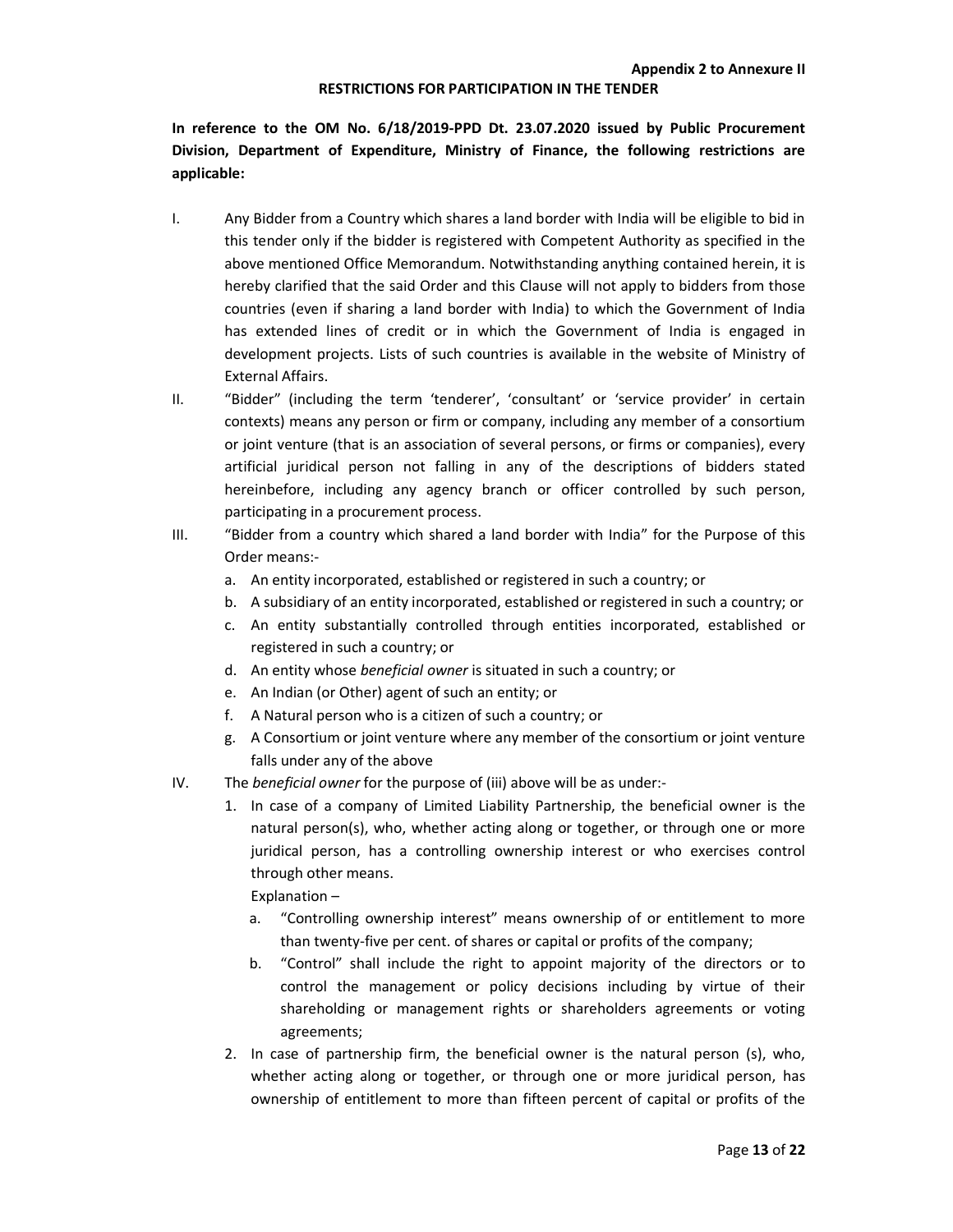**Appendix 2 to Annexure II**

**RESTRICTIONS FOR PARTICIPATION IN THE TENDER**

**In reference to the OM No. 6/18/2019-PPD Dt. 23.07.2020 issued by Public Procurement Division, Department of Expenditure, Ministry of Finance, the following restrictions are applicable:**

I. Any Bidder from a Country which shares a land border with India will be eligible to bid in this tender only if the bidder is registered with Competent Authority as specified in the above mentioned Office Memorandum. Notwithstanding anything contained herein, it is hereby clarified that the said Order and this Clause will not apply to bidders from those countries (even if sharing a land border with India) to which the Government of India has extended lines of credit or in which the Government of India is engaged in development projects. Lists of such countries is available in the website of Ministry of External Affairs.

II. "Bidder" (including the term 'tenderer', 'consultant' or 'service provider' in certain contexts) means any person or firm or company, including any member of a consortium or joint venture (that is an association of several persons, or firms or companies), every artificial juridical person not falling in any of the descriptions of bidders stated hereinbefore, including any agency branch or officer controlled by such person, participating in a procurement process.

III. "Bidder from a country which shared a land border with India" for the Purpose of this Order means:-
   a. An entity incorporated, established or registered in such a country; or
   b. A subsidiary of an entity incorporated, established or registered in such a country; or
   c. An entity substantially controlled through entities incorporated, established or registered in such a country; or
   d. An entity whose *beneficial owner* is situated in such a country; or
   e. An Indian (or Other) agent of such an entity; or
   f. A Natural person who is a citizen of such a country; or
   g. A Consortium or joint venture where any member of the consortium or joint venture falls under any of the above

IV. The *beneficial owner* for the purpose of (iii) above will be as under:-
   1. In case of a company of Limited Liability Partnership, the beneficial owner is the natural person(s), who, whether acting along or together, or through one or more juridical person, has a controlling ownership interest or who exercises control through other means.

      Explanation –
      a. "Controlling ownership interest" means ownership of or entitlement to more than twenty-five per cent. of shares or capital or profits of the company;
      b. "Control" shall include the right to appoint majority of the directors or to control the management or policy decisions including by virtue of their shareholding or management rights or shareholders agreements or voting agreements;
   2. In case of partnership firm, the beneficial owner is the natural person (s), who, whether acting along or together, or through one or more juridical person, has ownership of entitlement to more than fifteen percent of capital or profits of the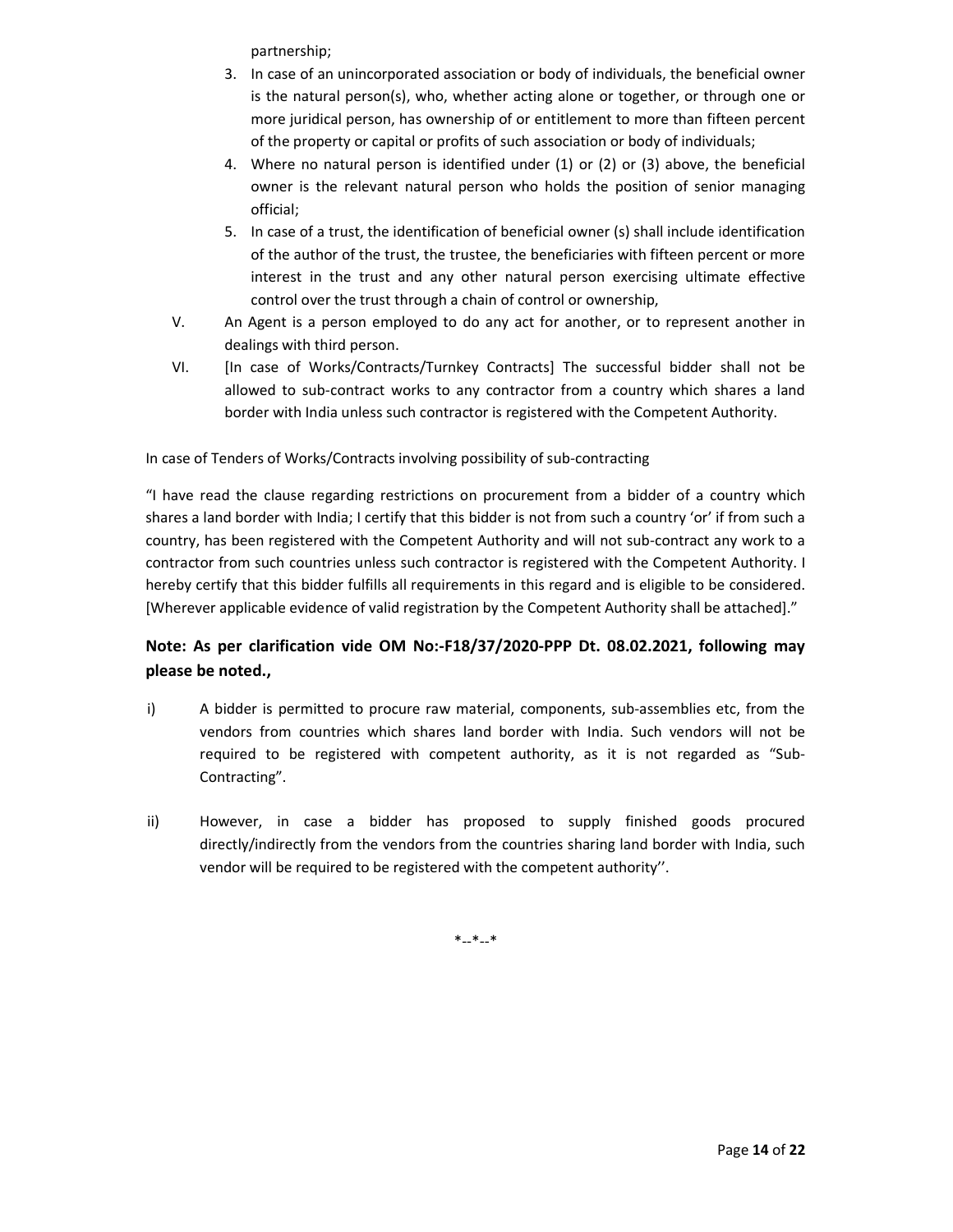partnership;

3. In case of an unincorporated association or body of individuals, the beneficial owner is the natural person(s), who, whether acting alone or together, or through one or more juridical person, has ownership of or entitlement to more than fifteen percent of the property or capital or profits of such association or body of individuals;
4. Where no natural person is identified under (1) or (2) or (3) above, the beneficial owner is the relevant natural person who holds the position of senior managing official;
5. In case of a trust, the identification of beneficial owner (s) shall include identification of the author of the trust, the trustee, the beneficiaries with fifteen percent or more interest in the trust and any other natural person exercising ultimate effective control over the trust through a chain of control or ownership,

V. An Agent is a person employed to do any act for another, or to represent another in dealings with third person.

VI. [In case of Works/Contracts/Turnkey Contracts] The successful bidder shall not be allowed to sub-contract works to any contractor from a country which shares a land border with India unless such contractor is registered with the Competent Authority.

In case of Tenders of Works/Contracts involving possibility of sub-contracting

"I have read the clause regarding restrictions on procurement from a bidder of a country which shares a land border with India; I certify that this bidder is not from such a country 'or' if from such a country, has been registered with the Competent Authority and will not sub-contract any work to a contractor from such countries unless such contractor is registered with the Competent Authority. I hereby certify that this bidder fulfills all requirements in this regard and is eligible to be considered. [Wherever applicable evidence of valid registration by the Competent Authority shall be attached]."

**Note: As per clarification vide OM No:-F18/37/2020-PPP Dt. 08.02.2021, following may please be noted.,**

i) A bidder is permitted to procure raw material, components, sub-assemblies etc, from the vendors from countries which shares land border with India. Such vendors will not be required to be registered with competent authority, as it is not regarded as "Sub-Contracting".

ii) However, in case a bidder has proposed to supply finished goods procured directly/indirectly from the vendors from the countries sharing land border with India, such vendor will be required to be registered with the competent authority''.

*--*--*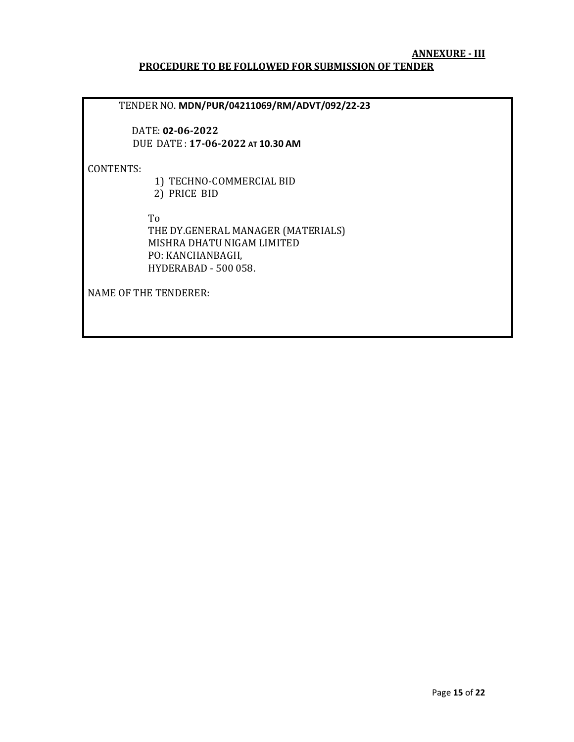**ANNEXURE - III**

## PROCEDURE TO BE FOLLOWED FOR SUBMISSION OF TENDER

TENDER NO. **MDN/PUR/04211069/RM/ADVT/092/22-23**

DATE: **02-06-2022**
DUE DATE : **17-06-2022 AT 10.30 AM**

CONTENTS:

1) TECHNO-COMMERCIAL BID
2) PRICE BID

To
THE DY.GENERAL MANAGER (MATERIALS)
MISHRA DHATU NIGAM LIMITED
PO: KANCHANBAGH,
HYDERABAD - 500 058.

NAME OF THE TENDERER: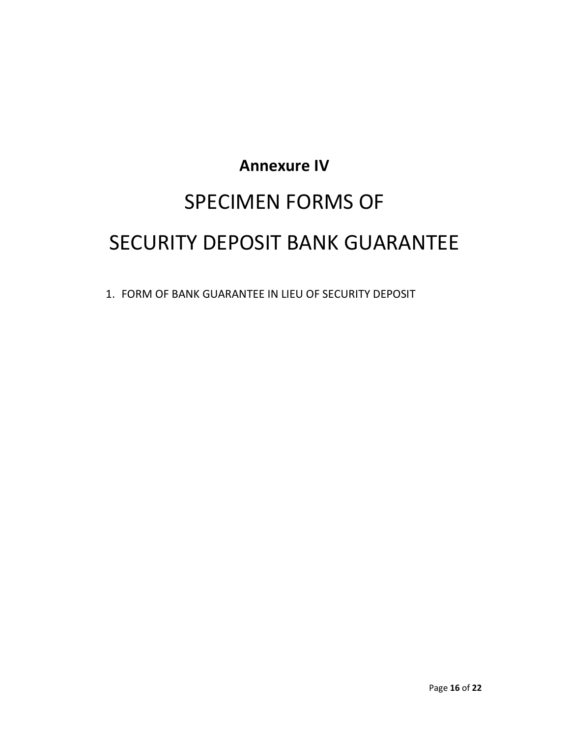# Annexure IV

# SPECIMEN FORMS OF SECURITY DEPOSIT BANK GUARANTEE

1. FORM OF BANK GUARANTEE IN LIEU OF SECURITY DEPOSIT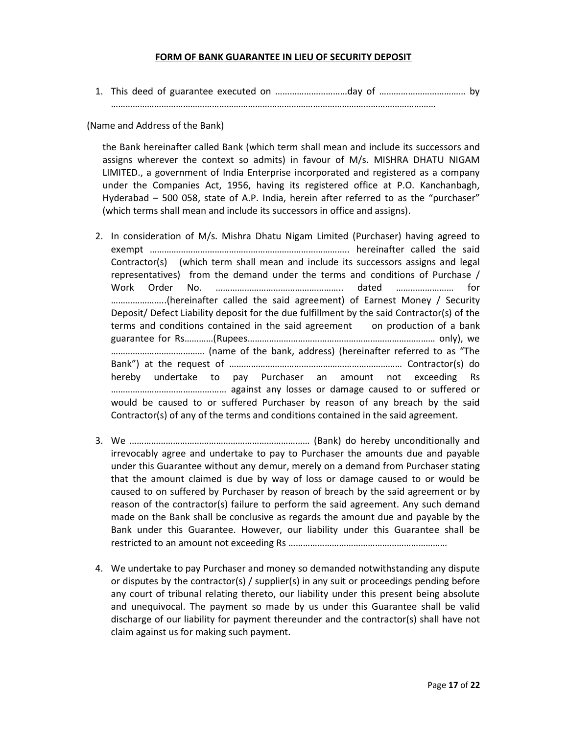**FORM OF BANK GUARANTEE IN LIEU OF SECURITY DEPOSIT**

1. This deed of guarantee executed on …………………………day of ……………………………… by ………………………………………………………………………………………………………………………

(Name and Address of the Bank)

the Bank hereinafter called Bank (which term shall mean and include its successors and assigns wherever the context so admits) in favour of M/s. MISHRA DHATU NIGAM LIMITED., a government of India Enterprise incorporated and registered as a company under the Companies Act, 1956, having its registered office at P.O. Kanchanbagh, Hyderabad – 500 058, state of A.P. India, herein after referred to as the "purchaser" (which terms shall mean and include its successors in office and assigns).

2. In consideration of M/s. Mishra Dhatu Nigam Limited (Purchaser) having agreed to exempt ……………………………………………………………………….. hereinafter called the said Contractor(s) (which term shall mean and include its successors assigns and legal representatives) from the demand under the terms and conditions of Purchase / Work Order No. …………………………………………….. dated …………………… for …………………..(hereinafter called the said agreement) of Earnest Money / Security Deposit/ Defect Liability deposit for the due fulfillment by the said Contractor(s) of the terms and conditions contained in the said agreement on production of a bank guarantee for Rs…………(Rupees…………………………………………………………………… only), we ………………………………… (name of the bank, address) (hereinafter referred to as "The Bank") at the request of ……………………………………………………………… Contractor(s) do hereby undertake to pay Purchaser an amount not exceeding Rs ……………………………………… against any losses or damage caused to or suffered or would be caused to or suffered Purchaser by reason of any breach by the said Contractor(s) of any of the terms and conditions contained in the said agreement.

3. We ………………………………………………………………… (Bank) do hereby unconditionally and irrevocably agree and undertake to pay to Purchaser the amounts due and payable under this Guarantee without any demur, merely on a demand from Purchaser stating that the amount claimed is due by way of loss or damage caused to or would be caused to on suffered by Purchaser by reason of breach by the said agreement or by reason of the contractor(s) failure to perform the said agreement. Any such demand made on the Bank shall be conclusive as regards the amount due and payable by the Bank under this Guarantee. However, our liability under this Guarantee shall be restricted to an amount not exceeding Rs …………………………………………………………

4. We undertake to pay Purchaser and money so demanded notwithstanding any dispute or disputes by the contractor(s) / supplier(s) in any suit or proceedings pending before any court of tribunal relating thereto, our liability under this present being absolute and unequivocal. The payment so made by us under this Guarantee shall be valid discharge of our liability for payment thereunder and the contractor(s) shall have not claim against us for making such payment.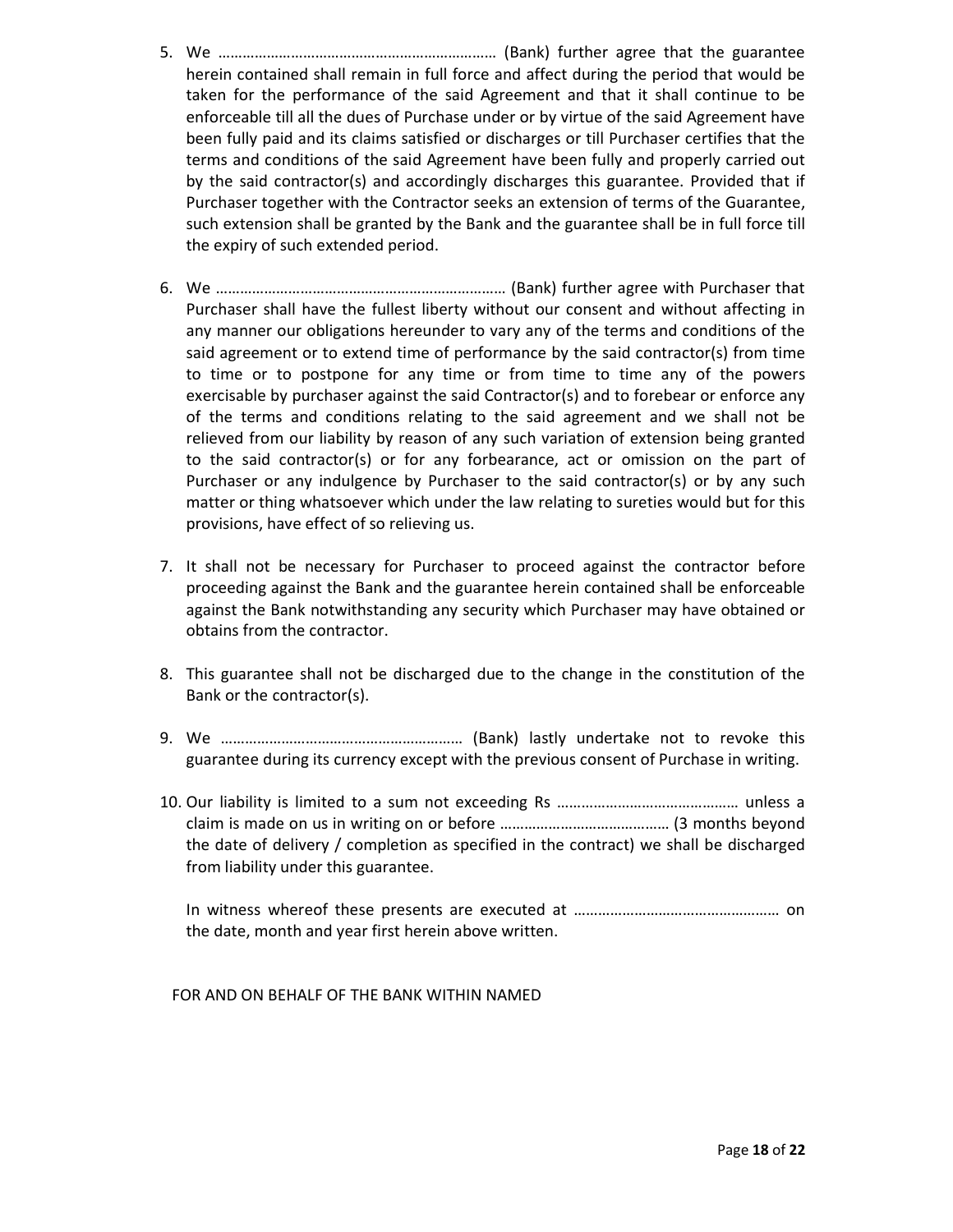5. We …………………………………………………………… (Bank) further agree that the guarantee herein contained shall remain in full force and affect during the period that would be taken for the performance of the said Agreement and that it shall continue to be enforceable till all the dues of Purchase under or by virtue of the said Agreement have been fully paid and its claims satisfied or discharges or till Purchaser certifies that the terms and conditions of the said Agreement have been fully and properly carried out by the said contractor(s) and accordingly discharges this guarantee. Provided that if Purchaser together with the Contractor seeks an extension of terms of the Guarantee, such extension shall be granted by the Bank and the guarantee shall be in full force till the expiry of such extended period.

6. We ……………………………………………………………… (Bank) further agree with Purchaser that Purchaser shall have the fullest liberty without our consent and without affecting in any manner our obligations hereunder to vary any of the terms and conditions of the said agreement or to extend time of performance by the said contractor(s) from time to time or to postpone for any time or from time to time any of the powers exercisable by purchaser against the said Contractor(s) and to forebear or enforce any of the terms and conditions relating to the said agreement and we shall not be relieved from our liability by reason of any such variation of extension being granted to the said contractor(s) or for any forbearance, act or omission on the part of Purchaser or any indulgence by Purchaser to the said contractor(s) or by any such matter or thing whatsoever which under the law relating to sureties would but for this provisions, have effect of so relieving us.

7. It shall not be necessary for Purchaser to proceed against the contractor before proceeding against the Bank and the guarantee herein contained shall be enforceable against the Bank notwithstanding any security which Purchaser may have obtained or obtains from the contractor.

8. This guarantee shall not be discharged due to the change in the constitution of the Bank or the contractor(s).

9. We …………………………………………………… (Bank) lastly undertake not to revoke this guarantee during its currency except with the previous consent of Purchase in writing.

10. Our liability is limited to a sum not exceeding Rs ……………………………………… unless a claim is made on us in writing on or before …………………………………… (3 months beyond the date of delivery / completion as specified in the contract) we shall be discharged from liability under this guarantee.

In witness whereof these presents are executed at …………………………………………… on the date, month and year first herein above written.

FOR AND ON BEHALF OF THE BANK WITHIN NAMED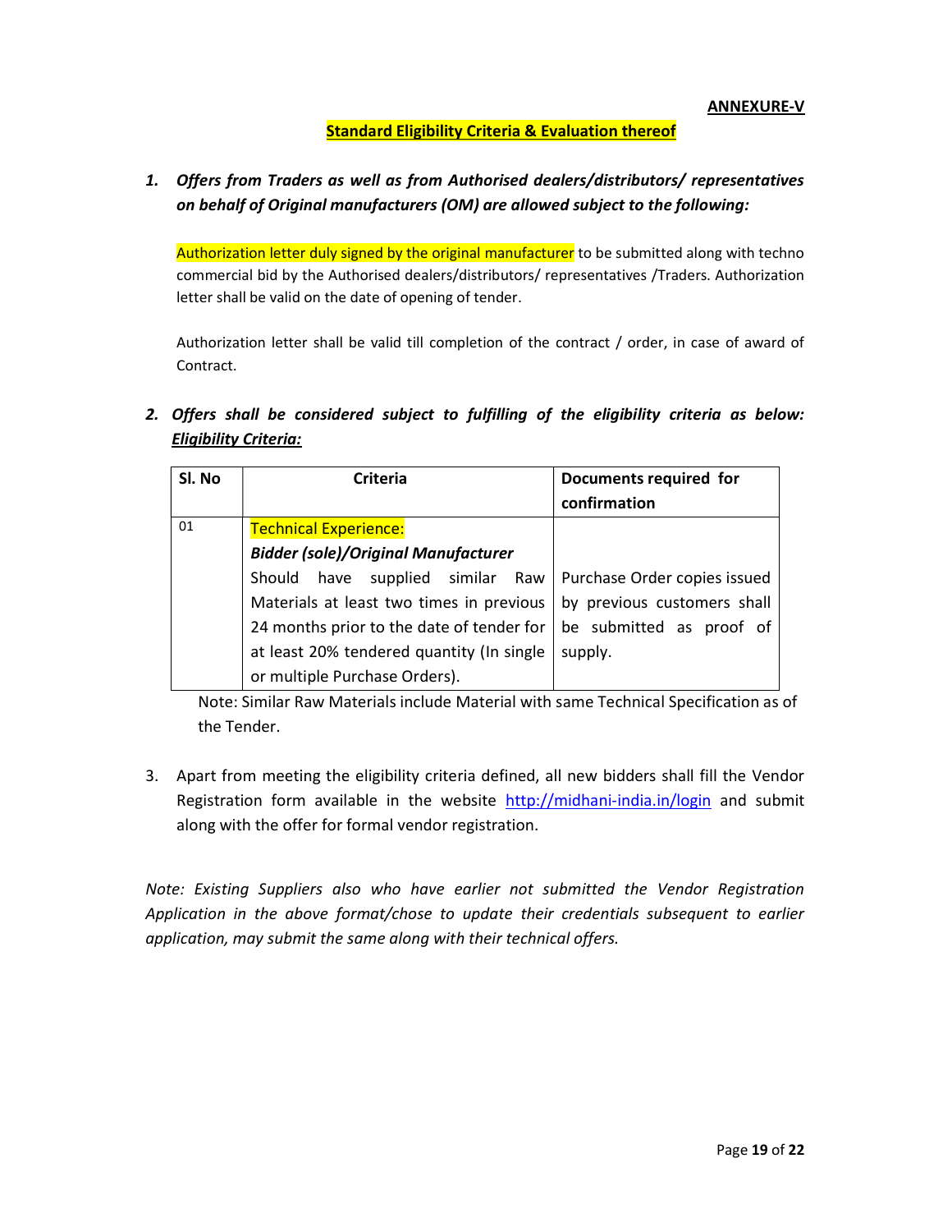**ANNEXURE-V**

## Standard Eligibility Criteria & Evaluation thereof

1. ***Offers from Traders as well as from Authorised dealers/distributors/ representatives on behalf of Original manufacturers (OM) are allowed subject to the following:***

   Authorization letter duly signed by the original manufacturer to be submitted along with techno commercial bid by the Authorised dealers/distributors/ representatives /Traders. Authorization letter shall be valid on the date of opening of tender.

   Authorization letter shall be valid till completion of the contract / order, in case of award of Contract.

2. ***Offers shall be considered subject to fulfilling of the eligibility criteria as below: Eligibility Criteria:***

| Sl. No | Criteria | Documents required for confirmation |
|---|---|---|
| 01 | Technical Experience:<br>***Bidder (sole)/Original Manufacturer***<br>Should have supplied similar Raw Materials at least two times in previous 24 months prior to the date of tender for at least 20% tendered quantity (In single or multiple Purchase Orders). | Purchase Order copies issued by previous customers shall be submitted as proof of supply. |

   Note: Similar Raw Materials include Material with same Technical Specification as of the Tender.

3. Apart from meeting the eligibility criteria defined, all new bidders shall fill the Vendor Registration form available in the website http://midhani-india.in/login and submit along with the offer for formal vendor registration.

*Note: Existing Suppliers also who have earlier not submitted the Vendor Registration Application in the above format/chose to update their credentials subsequent to earlier application, may submit the same along with their technical offers.*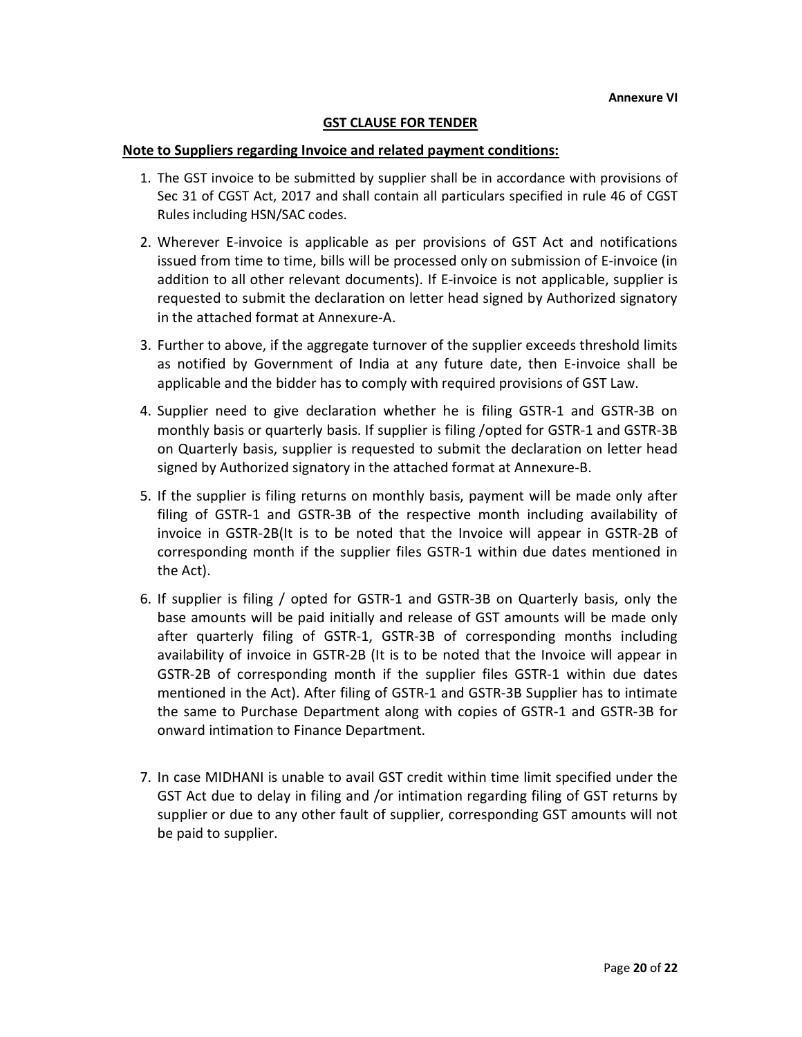**Annexure VI**

## GST CLAUSE FOR TENDER

**Note to Suppliers regarding Invoice and related payment conditions:**

1. The GST invoice to be submitted by supplier shall be in accordance with provisions of Sec 31 of CGST Act, 2017 and shall contain all particulars specified in rule 46 of CGST Rules including HSN/SAC codes.
2. Wherever E-invoice is applicable as per provisions of GST Act and notifications issued from time to time, bills will be processed only on submission of E-invoice (in addition to all other relevant documents). If E-invoice is not applicable, supplier is requested to submit the declaration on letter head signed by Authorized signatory in the attached format at Annexure-A.
3. Further to above, if the aggregate turnover of the supplier exceeds threshold limits as notified by Government of India at any future date, then E-invoice shall be applicable and the bidder has to comply with required provisions of GST Law.
4. Supplier need to give declaration whether he is filing GSTR-1 and GSTR-3B on monthly basis or quarterly basis. If supplier is filing /opted for GSTR-1 and GSTR-3B on Quarterly basis, supplier is requested to submit the declaration on letter head signed by Authorized signatory in the attached format at Annexure-B.
5. If the supplier is filing returns on monthly basis, payment will be made only after filing of GSTR-1 and GSTR-3B of the respective month including availability of invoice in GSTR-2B(It is to be noted that the Invoice will appear in GSTR-2B of corresponding month if the supplier files GSTR-1 within due dates mentioned in the Act).
6. If supplier is filing / opted for GSTR-1 and GSTR-3B on Quarterly basis, only the base amounts will be paid initially and release of GST amounts will be made only after quarterly filing of GSTR-1, GSTR-3B of corresponding months including availability of invoice in GSTR-2B (It is to be noted that the Invoice will appear in GSTR-2B of corresponding month if the supplier files GSTR-1 within due dates mentioned in the Act). After filing of GSTR-1 and GSTR-3B Supplier has to intimate the same to Purchase Department along with copies of GSTR-1 and GSTR-3B for onward intimation to Finance Department.
7. In case MIDHANI is unable to avail GST credit within time limit specified under the GST Act due to delay in filing and /or intimation regarding filing of GST returns by supplier or due to any other fault of supplier, corresponding GST amounts will not be paid to supplier.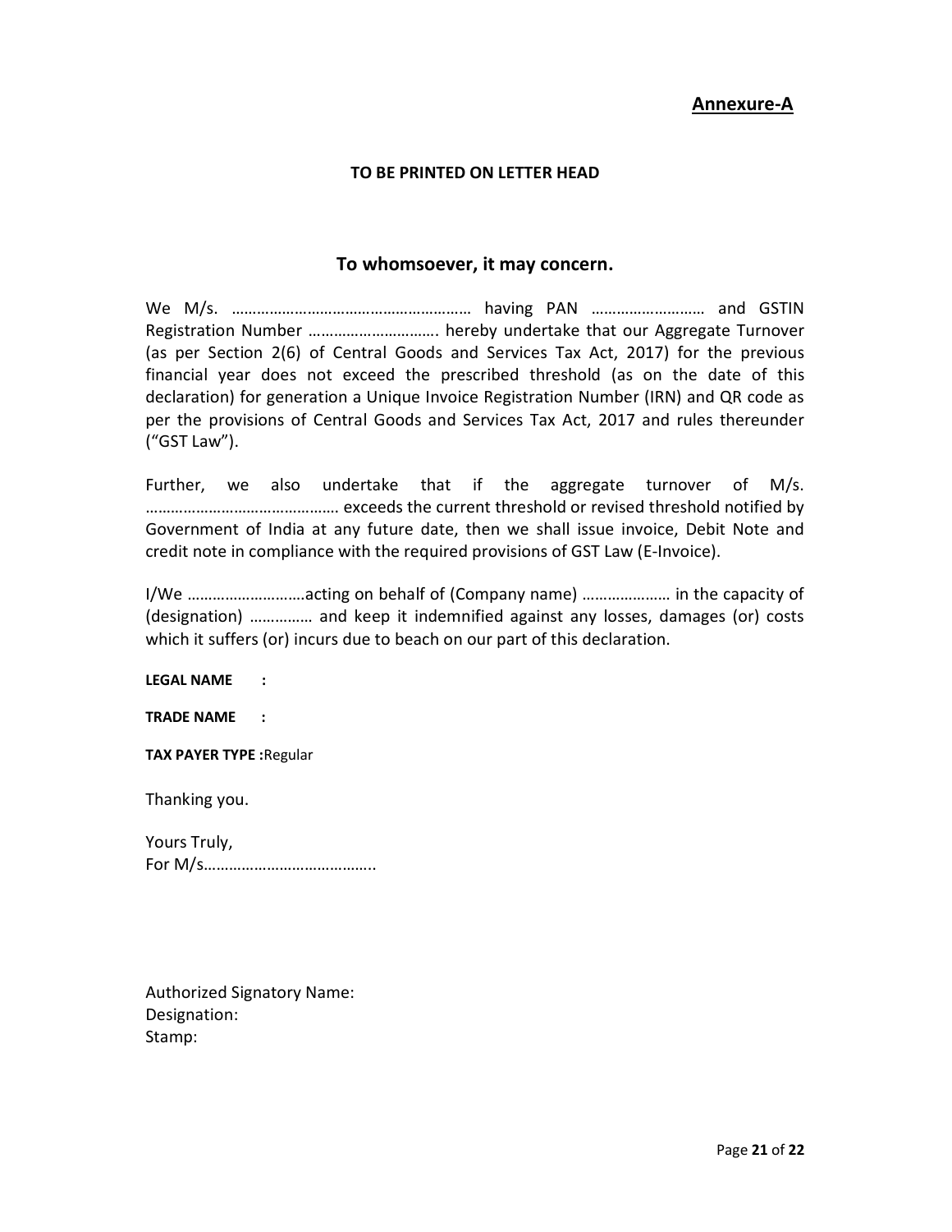**Annexure-A**

**TO BE PRINTED ON LETTER HEAD**

## To whomsoever, it may concern.

We M/s. ………………………………………………… having PAN ……………………… and GSTIN Registration Number …………………………. hereby undertake that our Aggregate Turnover (as per Section 2(6) of Central Goods and Services Tax Act, 2017) for the previous financial year does not exceed the prescribed threshold (as on the date of this declaration) for generation a Unique Invoice Registration Number (IRN) and QR code as per the provisions of Central Goods and Services Tax Act, 2017 and rules thereunder ("GST Law").

Further, we also undertake that if the aggregate turnover of M/s. ……………………………………… exceeds the current threshold or revised threshold notified by Government of India at any future date, then we shall issue invoice, Debit Note and credit note in compliance with the required provisions of GST Law (E-Invoice).

I/We ……………………….acting on behalf of (Company name) ………………… in the capacity of (designation) …………… and keep it indemnified against any losses, damages (or) costs which it suffers (or) incurs due to beach on our part of this declaration.

**LEGAL NAME :**

**TRADE NAME :**

**TAX PAYER TYPE :**Regular

Thanking you.

Yours Truly,
For M/s…………………………………..

Authorized Signatory Name:
Designation:
Stamp: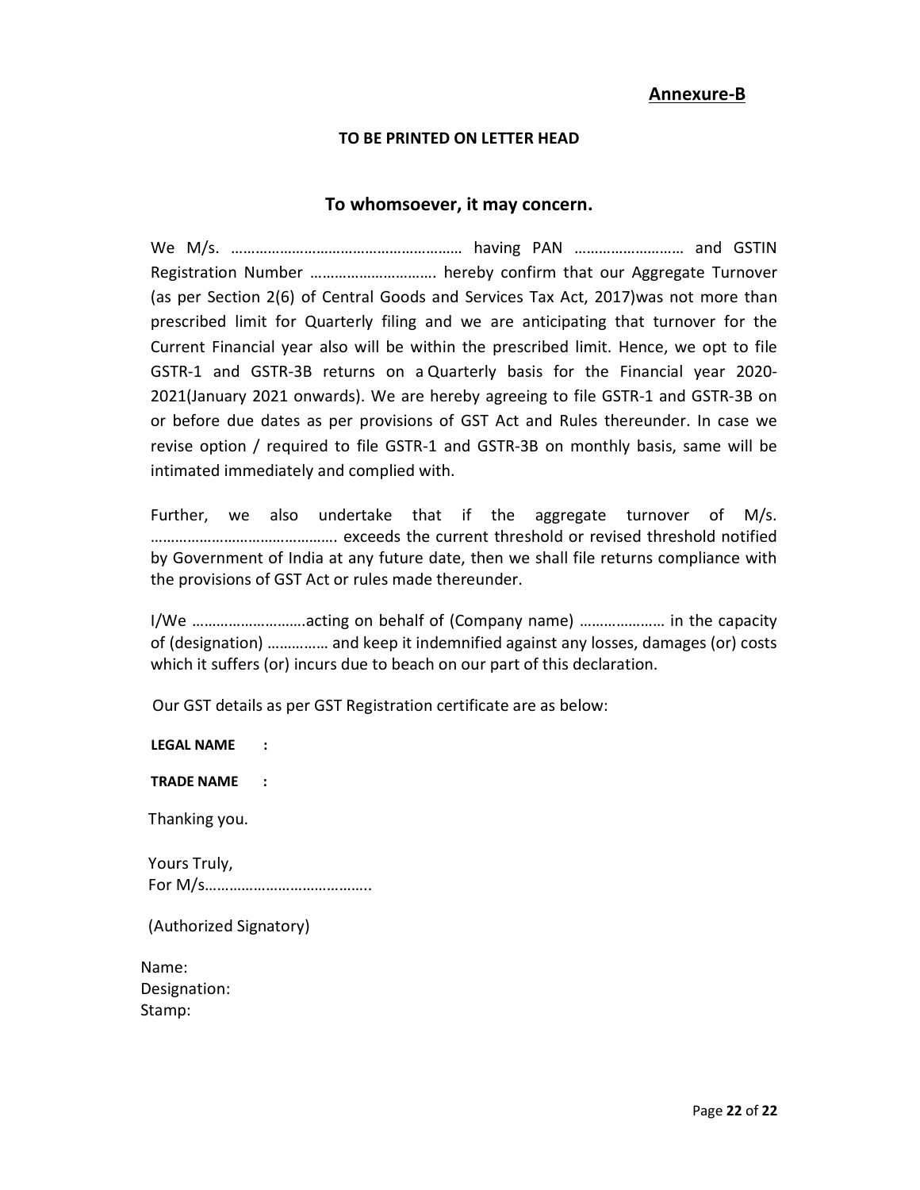**Annexure-B**

**TO BE PRINTED ON LETTER HEAD**

## To whomsoever, it may concern.

We M/s. ………………………………………………… having PAN ……………………… and GSTIN Registration Number …………………………. hereby confirm that our Aggregate Turnover (as per Section 2(6) of Central Goods and Services Tax Act, 2017)was not more than prescribed limit for Quarterly filing and we are anticipating that turnover for the Current Financial year also will be within the prescribed limit. Hence, we opt to file GSTR-1 and GSTR-3B returns on a Quarterly basis for the Financial year 2020-2021(January 2021 onwards). We are hereby agreeing to file GSTR-1 and GSTR-3B on or before due dates as per provisions of GST Act and Rules thereunder. In case we revise option / required to file GSTR-1 and GSTR-3B on monthly basis, same will be intimated immediately and complied with.

Further, we also undertake that if the aggregate turnover of M/s. ………………………………………. exceeds the current threshold or revised threshold notified by Government of India at any future date, then we shall file returns compliance with the provisions of GST Act or rules made thereunder.

I/We ……………………….acting on behalf of (Company name) ………………… in the capacity of (designation) …………… and keep it indemnified against any losses, damages (or) costs which it suffers (or) incurs due to beach on our part of this declaration.

Our GST details as per GST Registration certificate are as below:

**LEGAL NAME :**

**TRADE NAME :**

Thanking you.

Yours Truly,
For M/s…………………………………..

(Authorized Signatory)

Name:
Designation:
Stamp: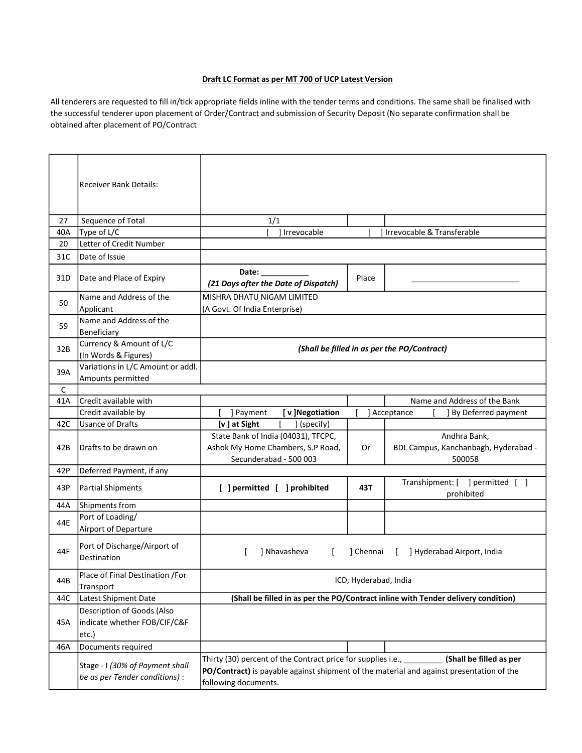**Draft LC Format as per MT 700 of UCP Latest Version**

All tenderers are requested to fill in/tick appropriate fields inline with the tender terms and conditions. The same shall be finalised with the successful tenderer upon placement of Order/Contract and submission of Security Deposit (No separate confirmation shall be obtained after placement of PO/Contract

| | | | | |
|---|---|---|---|---|
| C | Receiver Bank Details: | | | |
| 27 | Sequence of Total | 1/1 | | |
| 40A | Type of L/C | [ ] Irrevocable | | [ ] Irrevocable & Transferable |
| 20 | Letter of Credit Number | | | |
| 31C | Date of Issue | | | |
| 31D | Date and Place of Expiry | **Date: ___________** ***(21 Days after the Date of Dispatch)*** | Place | _________________________ |
| 50 | Name and Address of the Applicant | MISHRA DHATU NIGAM LIMITED (A Govt. Of India Enterprise) | | |
| 59 | Name and Address of the Beneficiary | | | |
| 32B | Currency & Amount of L/C (In Words & Figures) | ***(Shall be filled in as per the PO/Contract)*** | | |
| 39A | Variations in L/C Amount or addl. Amounts permitted | | | |
| C | | | | |
| 41A | Credit available with | | | Name and Address of the Bank |
| | Credit available by | [ ] Payment **[ v ]Negotiation** | [ ] Acceptance | [ ] By Deferred payment |
| 42C | Usance of Drafts | **[v ] at Sight** [ ] (specify) | | |
| 42B | Drafts to be drawn on | State Bank of India (04031), TFCPC, Ashok My Home Chambers, S.P Road, Secunderabad - 500 003 | Or | Andhra Bank, BDL Campus, Kanchanbagh, Hyderabad - 500058 |
| 42P | Deferred Payment, if any | | | |
| 43P | Partial Shipments | **[ ] permitted [ ] prohibited** | **43T** | Transhipment: [ ] permitted [ ] prohibited |
| 44A | Shipments from | | | |
| 44E | Port of Loading/ Airport of Departure | | | |
| 44F | Port of Discharge/Airport of Destination | [ ] Nhavasheva [ ] Chennai [ ] Hyderabad Airport, India | | |
| 44B | Place of Final Destination /For Transport | ICD, Hyderabad, India | | |
| 44C | Latest Shipment Date | **(Shall be filled in as per the PO/Contract inline with Tender delivery condition)** | | |
| 45A | Description of Goods (Also indicate whether FOB/CIF/C&F etc.) | | | |
| 46A | Documents required | | | |
| | Stage - I *(30% of Payment shall be as per Tender conditions)* : | Thirty (30) percent of the Contract price for supplies i.e., _________ **(Shall be filled as per PO/Contract)** is payable against shipment of the material and against presentation of the following documents. | | |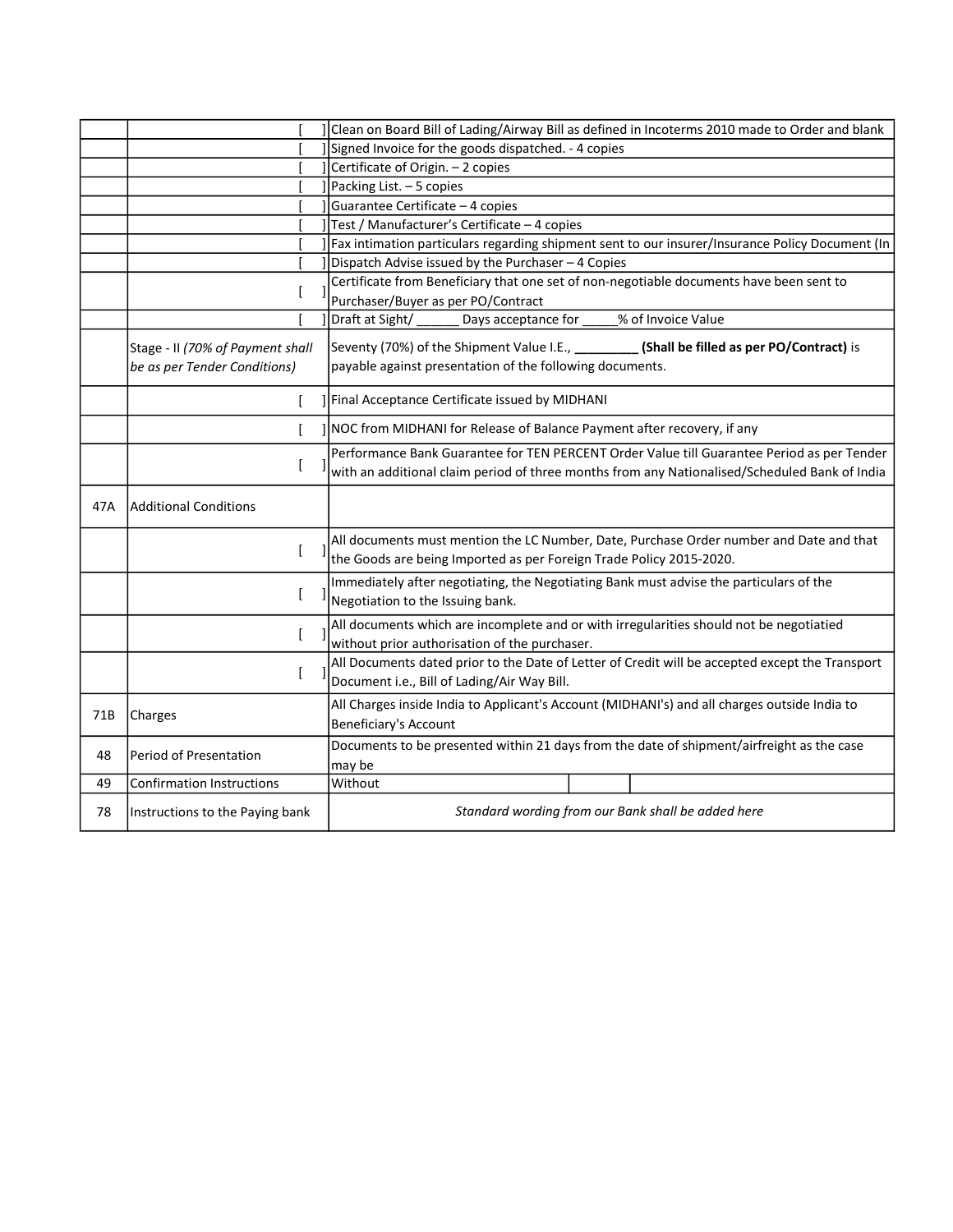| | | | | |
|---|---|---|---|---|
| | [ ] | Clean on Board Bill of Lading/Airway Bill as defined in Incoterms 2010 made to Order and blank | | |
| | [ ] | Signed Invoice for the goods dispatched. - 4 copies | | |
| | [ ] | Certificate of Origin. – 2 copies | | |
| | [ ] | Packing List. – 5 copies | | |
| | [ ] | Guarantee Certificate – 4 copies | | |
| | [ ] | Test / Manufacturer's Certificate – 4 copies | | |
| | [ ] | Fax intimation particulars regarding shipment sent to our insurer/Insurance Policy Document (In | | |
| | [ ] | Dispatch Advise issued by the Purchaser – 4 Copies | | |
| | [ ] | Certificate from Beneficiary that one set of non-negotiable documents have been sent to Purchaser/Buyer as per PO/Contract | | |
| | [ ] | Draft at Sight/ ______ Days acceptance for _____% of Invoice Value | | |
| | Stage - II *(70% of Payment shall be as per Tender Conditions)* | Seventy (70%) of the Shipment Value I.E., _________ **(Shall be filled as per PO/Contract)** is payable against presentation of the following documents. | | |
| | [ ] | Final Acceptance Certificate issued by MIDHANI | | |
| | [ ] | NOC from MIDHANI for Release of Balance Payment after recovery, if any | | |
| | [ ] | Performance Bank Guarantee for TEN PERCENT Order Value till Guarantee Period as per Tender with an additional claim period of three months from any Nationalised/Scheduled Bank of India | | |
| 47A | Additional Conditions | | | |
| | [ ] | All documents must mention the LC Number, Date, Purchase Order number and Date and that the Goods are being Imported as per Foreign Trade Policy 2015-2020. | | |
| | [ ] | Immediately after negotiating, the Negotiating Bank must advise the particulars of the Negotiation to the Issuing bank. | | |
| | [ ] | All documents which are incomplete and or with irregularities should not be negotiatied without prior authorisation of the purchaser. | | |
| | [ ] | All Documents dated prior to the Date of Letter of Credit will be accepted except the Transport Document i.e., Bill of Lading/Air Way Bill. | | |
| 71B | Charges | All Charges inside India to Applicant's Account (MIDHANI's) and all charges outside India to Beneficiary's Account | | |
| 48 | Period of Presentation | Documents to be presented within 21 days from the date of shipment/airfreight as the case may be | | |
| 49 | Confirmation Instructions | Without | | |
| 78 | Instructions to the Paying bank | *Standard wording from our Bank shall be added here* | | |